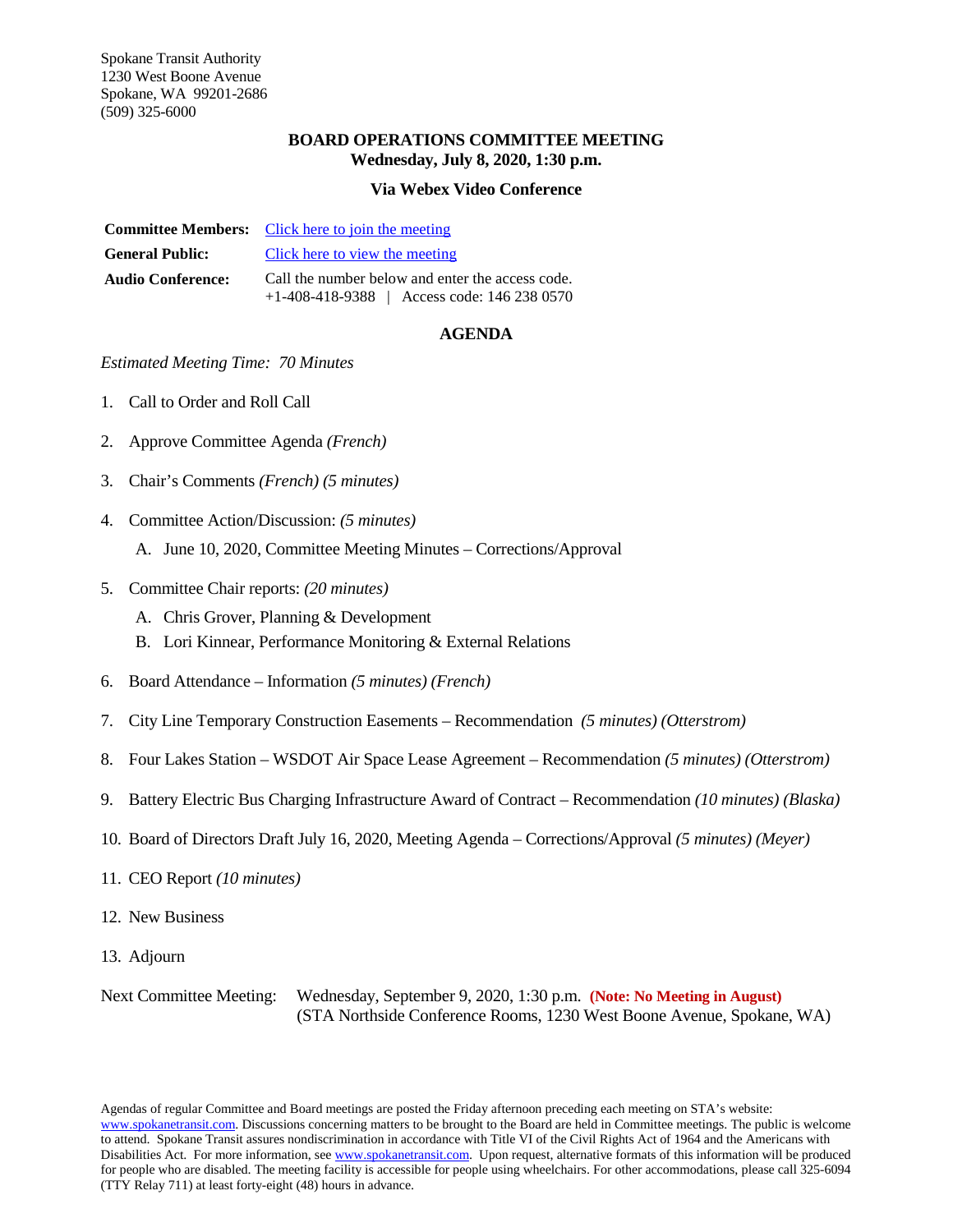Spokane Transit Authority
1230 West Boone Avenue
Spokane, WA 99201-2686
(509) 325-6000

**BOARD OPERATIONS COMMITTEE MEETING**
**Wednesday, July 8, 2020, 1:30 p.m.**

**Via Webex Video Conference**

| | |
|---|---|
| **Committee Members:** | Click here to join the meeting |
| **General Public:** | Click here to view the meeting |
| **Audio Conference:** | Call the number below and enter the access code. +1-408-418-9388 \| Access code: 146 238 0570 |

## AGENDA

*Estimated Meeting Time: 70 Minutes*

1. Call to Order and Roll Call
2. Approve Committee Agenda *(French)*
3. Chair's Comments *(French) (5 minutes)*
4. Committee Action/Discussion: *(5 minutes)*
   A. June 10, 2020, Committee Meeting Minutes – Corrections/Approval
5. Committee Chair reports: *(20 minutes)*
   A. Chris Grover, Planning & Development
   B. Lori Kinnear, Performance Monitoring & External Relations
6. Board Attendance – Information *(5 minutes) (French)*
7. City Line Temporary Construction Easements – Recommendation *(5 minutes) (Otterstrom)*
8. Four Lakes Station – WSDOT Air Space Lease Agreement – Recommendation *(5 minutes) (Otterstrom)*
9. Battery Electric Bus Charging Infrastructure Award of Contract – Recommendation *(10 minutes) (Blaska)*
10. Board of Directors Draft July 16, 2020, Meeting Agenda – Corrections/Approval *(5 minutes) (Meyer)*
11. CEO Report *(10 minutes)*
12. New Business
13. Adjourn

Next Committee Meeting: Wednesday, September 9, 2020, 1:30 p.m. **(Note: No Meeting in August)**
(STA Northside Conference Rooms, 1230 West Boone Avenue, Spokane, WA)

Agendas of regular Committee and Board meetings are posted the Friday afternoon preceding each meeting on STA's website: www.spokanetransit.com. Discussions concerning matters to be brought to the Board are held in Committee meetings. The public is welcome to attend. Spokane Transit assures nondiscrimination in accordance with Title VI of the Civil Rights Act of 1964 and the Americans with Disabilities Act. For more information, see www.spokanetransit.com. Upon request, alternative formats of this information will be produced for people who are disabled. The meeting facility is accessible for people using wheelchairs. For other accommodations, please call 325-6094 (TTY Relay 711) at least forty-eight (48) hours in advance.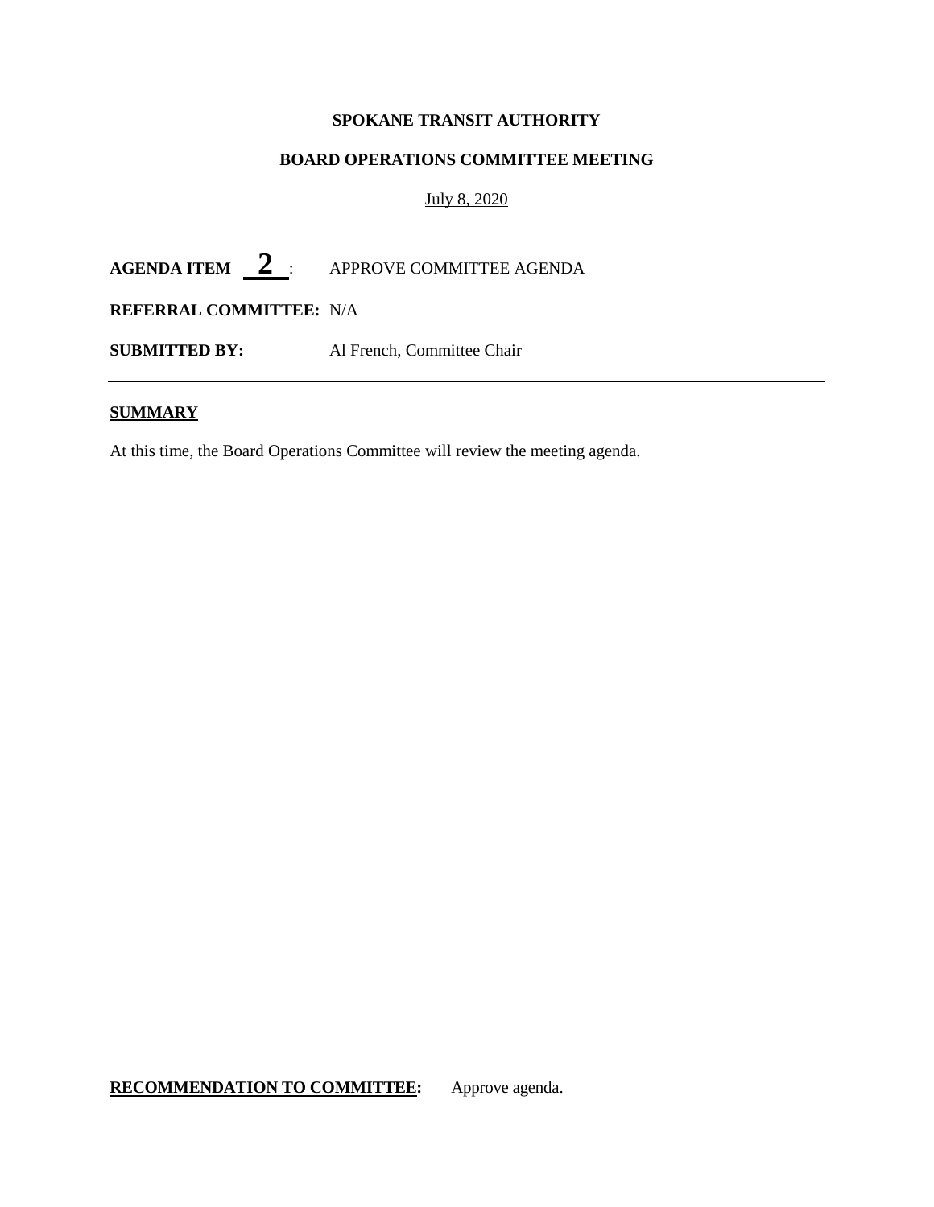**SPOKANE TRANSIT AUTHORITY**

**BOARD OPERATIONS COMMITTEE MEETING**

July 8, 2020

**AGENDA ITEM 2**: APPROVE COMMITTEE AGENDA

**REFERRAL COMMITTEE:** N/A

**SUBMITTED BY:** Al French, Committee Chair

---

**SUMMARY**

At this time, the Board Operations Committee will review the meeting agenda.

**RECOMMENDATION TO COMMITTEE:** Approve agenda.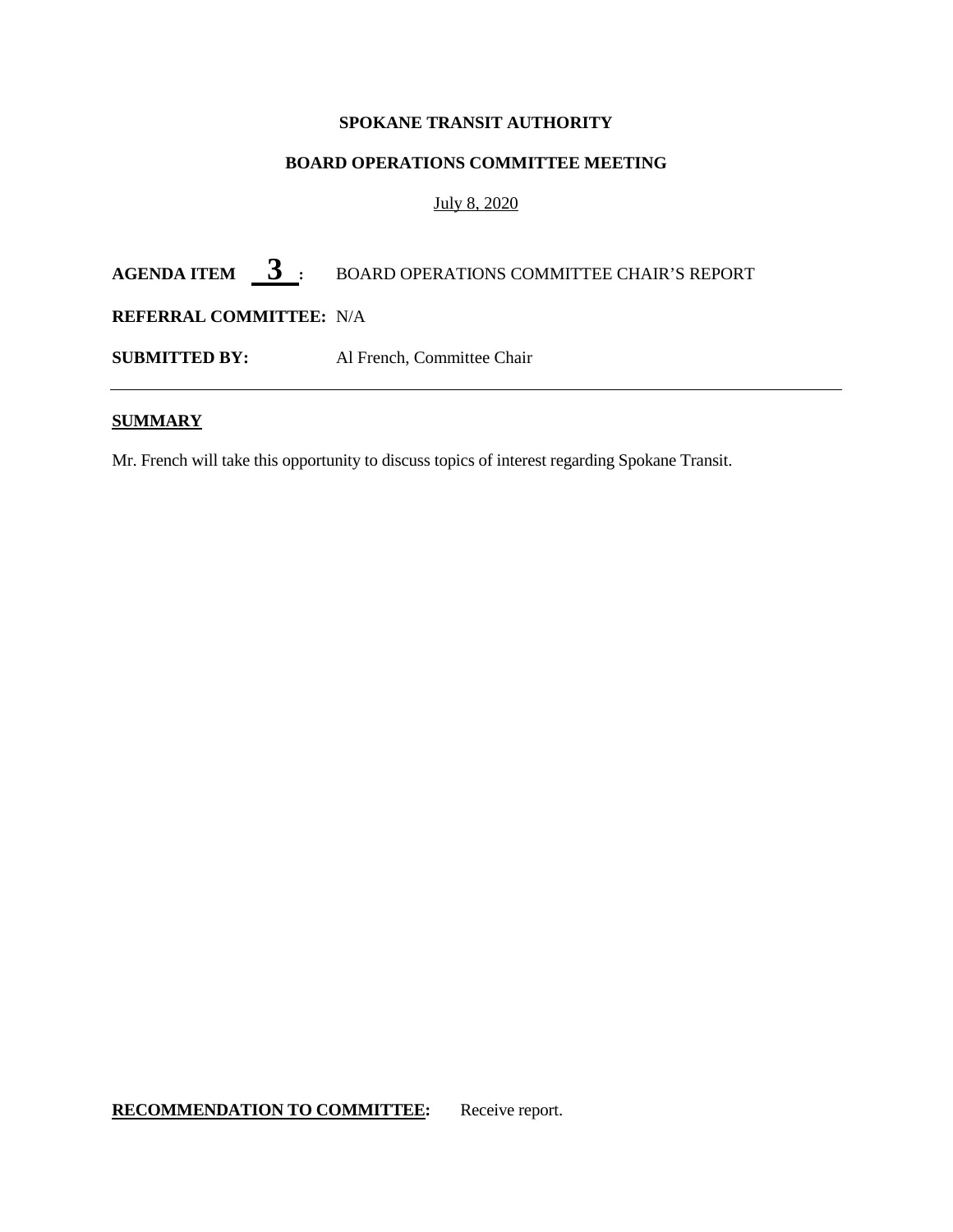**SPOKANE TRANSIT AUTHORITY**

**BOARD OPERATIONS COMMITTEE MEETING**

July 8, 2020

**AGENDA ITEM 3 :** BOARD OPERATIONS COMMITTEE CHAIR'S REPORT

**REFERRAL COMMITTEE:** N/A

**SUBMITTED BY:** Al French, Committee Chair

---

**SUMMARY**

Mr. French will take this opportunity to discuss topics of interest regarding Spokane Transit.

**RECOMMENDATION TO COMMITTEE:** Receive report.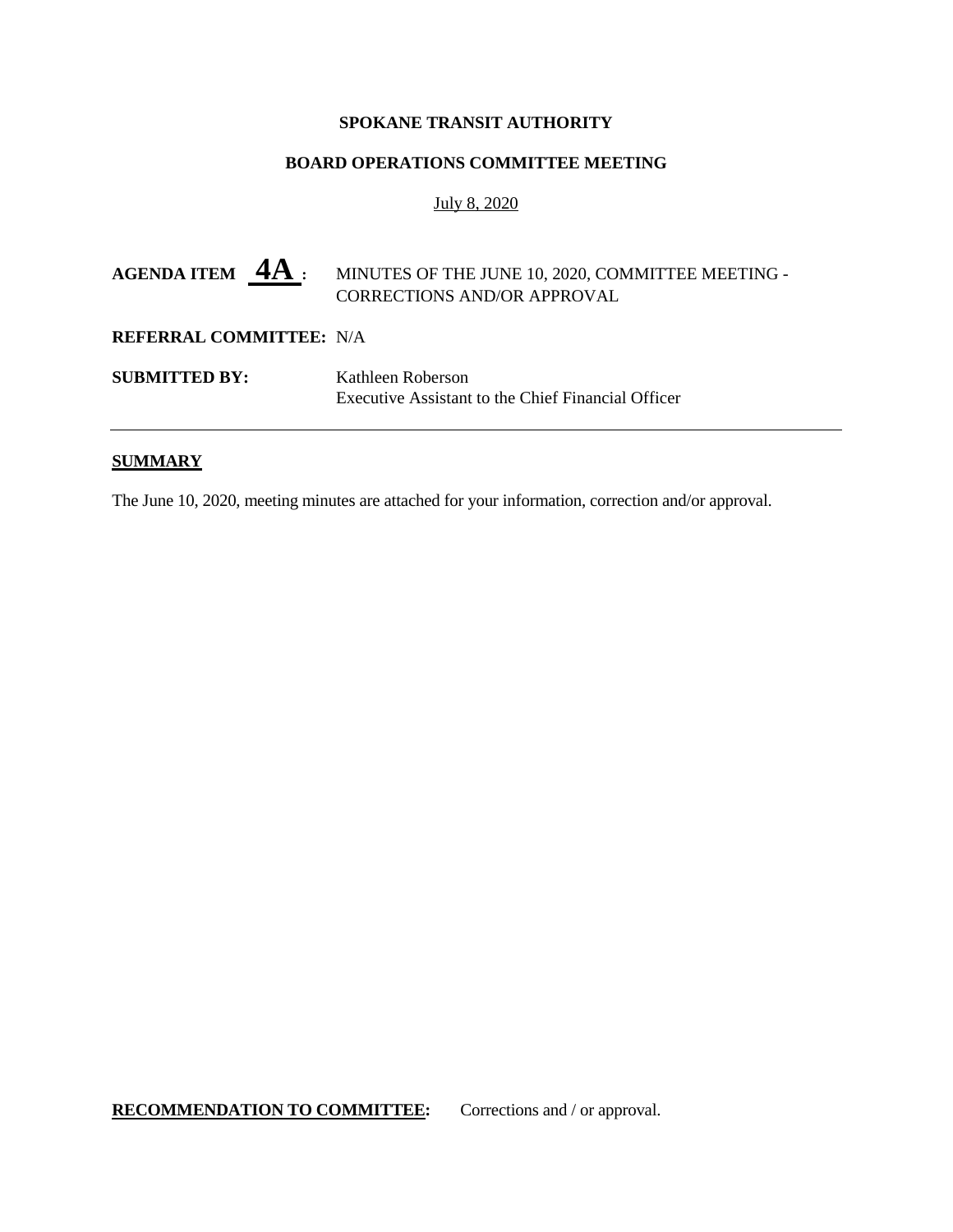**SPOKANE TRANSIT AUTHORITY**

**BOARD OPERATIONS COMMITTEE MEETING**

July 8, 2020

**AGENDA ITEM 4A :** MINUTES OF THE JUNE 10, 2020, COMMITTEE MEETING - CORRECTIONS AND/OR APPROVAL

**REFERRAL COMMITTEE:** N/A

**SUBMITTED BY:** Kathleen Roberson
Executive Assistant to the Chief Financial Officer

---

**SUMMARY**

The June 10, 2020, meeting minutes are attached for your information, correction and/or approval.

**RECOMMENDATION TO COMMITTEE:** Corrections and / or approval.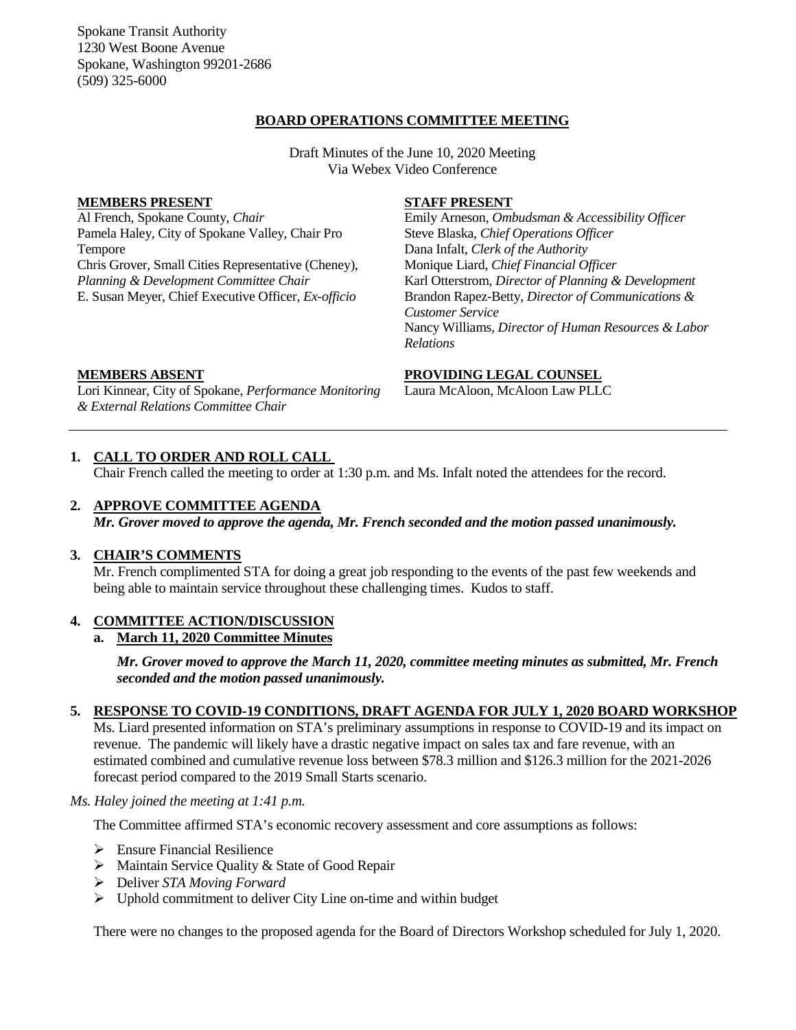Spokane Transit Authority
1230 West Boone Avenue
Spokane, Washington 99201-2686
(509) 325-6000

## BOARD OPERATIONS COMMITTEE MEETING

Draft Minutes of the June 10, 2020 Meeting
Via Webex Video Conference

**MEMBERS PRESENT**

Al French, Spokane County, *Chair*
Pamela Haley, City of Spokane Valley, Chair Pro Tempore
Chris Grover, Small Cities Representative (Cheney), *Planning & Development Committee Chair*
E. Susan Meyer, Chief Executive Officer, *Ex-officio*

**STAFF PRESENT**

Emily Arneson, *Ombudsman & Accessibility Officer*
Steve Blaska, *Chief Operations Officer*
Dana Infalt, *Clerk of the Authority*
Monique Liard, *Chief Financial Officer*
Karl Otterstrom, *Director of Planning & Development*
Brandon Rapez-Betty, *Director of Communications & Customer Service*
Nancy Williams, *Director of Human Resources & Labor Relations*

**MEMBERS ABSENT**

Lori Kinnear, City of Spokane, *Performance Monitoring & External Relations Committee Chair*

**PROVIDING LEGAL COUNSEL**

Laura McAloon, McAloon Law PLLC

---

**1. CALL TO ORDER AND ROLL CALL**

Chair French called the meeting to order at 1:30 p.m. and Ms. Infalt noted the attendees for the record.

**2. APPROVE COMMITTEE AGENDA**

***Mr. Grover moved to approve the agenda, Mr. French seconded and the motion passed unanimously.***

**3. CHAIR'S COMMENTS**

Mr. French complimented STA for doing a great job responding to the events of the past few weekends and being able to maintain service throughout these challenging times. Kudos to staff.

**4. COMMITTEE ACTION/DISCUSSION**

**a. March 11, 2020 Committee Minutes**

***Mr. Grover moved to approve the March 11, 2020, committee meeting minutes as submitted, Mr. French seconded and the motion passed unanimously.***

**5. RESPONSE TO COVID-19 CONDITIONS, DRAFT AGENDA FOR JULY 1, 2020 BOARD WORKSHOP**

Ms. Liard presented information on STA's preliminary assumptions in response to COVID-19 and its impact on revenue. The pandemic will likely have a drastic negative impact on sales tax and fare revenue, with an estimated combined and cumulative revenue loss between $78.3 million and $126.3 million for the 2021-2026 forecast period compared to the 2019 Small Starts scenario.

*Ms. Haley joined the meeting at 1:41 p.m.*

The Committee affirmed STA's economic recovery assessment and core assumptions as follows:

- Ensure Financial Resilience
- Maintain Service Quality & State of Good Repair
- Deliver *STA Moving Forward*
- Uphold commitment to deliver City Line on-time and within budget

There were no changes to the proposed agenda for the Board of Directors Workshop scheduled for July 1, 2020.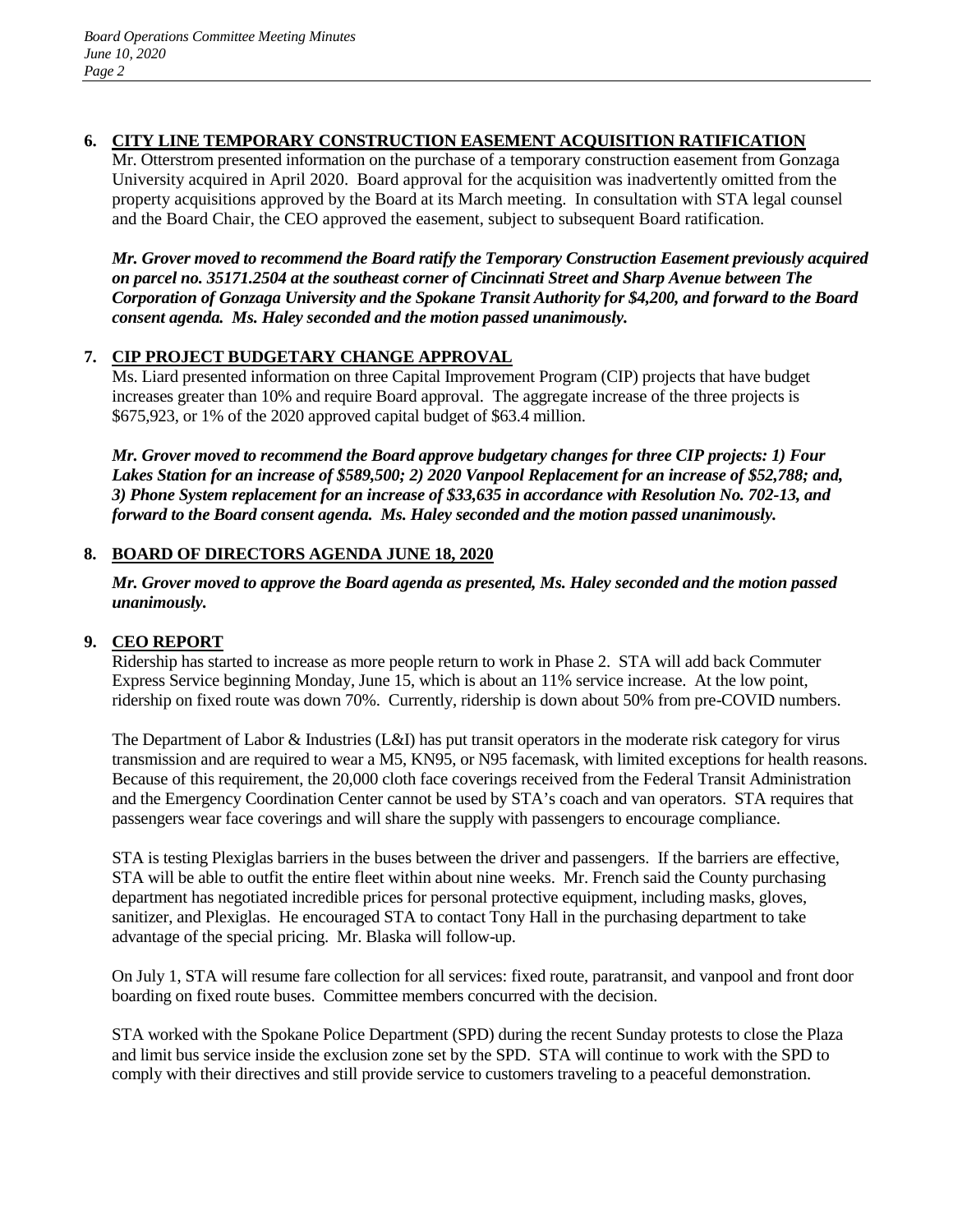**6. CITY LINE TEMPORARY CONSTRUCTION EASEMENT ACQUISITION RATIFICATION**

Mr. Otterstrom presented information on the purchase of a temporary construction easement from Gonzaga University acquired in April 2020. Board approval for the acquisition was inadvertently omitted from the property acquisitions approved by the Board at its March meeting. In consultation with STA legal counsel and the Board Chair, the CEO approved the easement, subject to subsequent Board ratification.

***Mr. Grover moved to recommend the Board ratify the Temporary Construction Easement previously acquired on parcel no. 35171.2504 at the southeast corner of Cincinnati Street and Sharp Avenue between The Corporation of Gonzaga University and the Spokane Transit Authority for $4,200, and forward to the Board consent agenda. Ms. Haley seconded and the motion passed unanimously.***

**7. CIP PROJECT BUDGETARY CHANGE APPROVAL**

Ms. Liard presented information on three Capital Improvement Program (CIP) projects that have budget increases greater than 10% and require Board approval. The aggregate increase of the three projects is $675,923, or 1% of the 2020 approved capital budget of $63.4 million.

***Mr. Grover moved to recommend the Board approve budgetary changes for three CIP projects: 1) Four Lakes Station for an increase of $589,500; 2) 2020 Vanpool Replacement for an increase of $52,788; and, 3) Phone System replacement for an increase of $33,635 in accordance with Resolution No. 702-13, and forward to the Board consent agenda. Ms. Haley seconded and the motion passed unanimously.***

**8. BOARD OF DIRECTORS AGENDA JUNE 18, 2020**

***Mr. Grover moved to approve the Board agenda as presented, Ms. Haley seconded and the motion passed unanimously.***

**9. CEO REPORT**

Ridership has started to increase as more people return to work in Phase 2. STA will add back Commuter Express Service beginning Monday, June 15, which is about an 11% service increase. At the low point, ridership on fixed route was down 70%. Currently, ridership is down about 50% from pre-COVID numbers.

The Department of Labor & Industries (L&I) has put transit operators in the moderate risk category for virus transmission and are required to wear a M5, KN95, or N95 facemask, with limited exceptions for health reasons. Because of this requirement, the 20,000 cloth face coverings received from the Federal Transit Administration and the Emergency Coordination Center cannot be used by STA's coach and van operators. STA requires that passengers wear face coverings and will share the supply with passengers to encourage compliance.

STA is testing Plexiglas barriers in the buses between the driver and passengers. If the barriers are effective, STA will be able to outfit the entire fleet within about nine weeks. Mr. French said the County purchasing department has negotiated incredible prices for personal protective equipment, including masks, gloves, sanitizer, and Plexiglas. He encouraged STA to contact Tony Hall in the purchasing department to take advantage of the special pricing. Mr. Blaska will follow-up.

On July 1, STA will resume fare collection for all services: fixed route, paratransit, and vanpool and front door boarding on fixed route buses. Committee members concurred with the decision.

STA worked with the Spokane Police Department (SPD) during the recent Sunday protests to close the Plaza and limit bus service inside the exclusion zone set by the SPD. STA will continue to work with the SPD to comply with their directives and still provide service to customers traveling to a peaceful demonstration.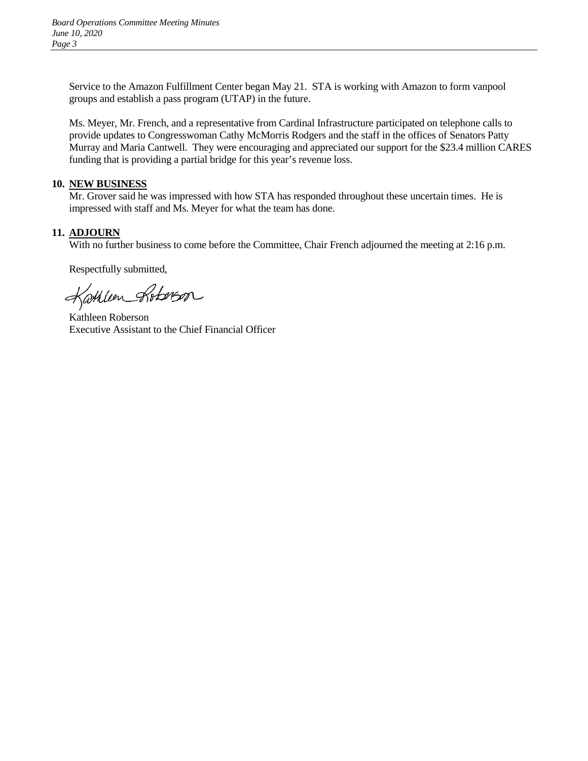Service to the Amazon Fulfillment Center began May 21. STA is working with Amazon to form vanpool groups and establish a pass program (UTAP) in the future.

Ms. Meyer, Mr. French, and a representative from Cardinal Infrastructure participated on telephone calls to provide updates to Congresswoman Cathy McMorris Rodgers and the staff in the offices of Senators Patty Murray and Maria Cantwell. They were encouraging and appreciated our support for the $23.4 million CARES funding that is providing a partial bridge for this year's revenue loss.

**10. NEW BUSINESS**

Mr. Grover said he was impressed with how STA has responded throughout these uncertain times. He is impressed with staff and Ms. Meyer for what the team has done.

**11. ADJOURN**

With no further business to come before the Committee, Chair French adjourned the meeting at 2:16 p.m.

Respectfully submitted,

Kathleen Roberson

Kathleen Roberson
Executive Assistant to the Chief Financial Officer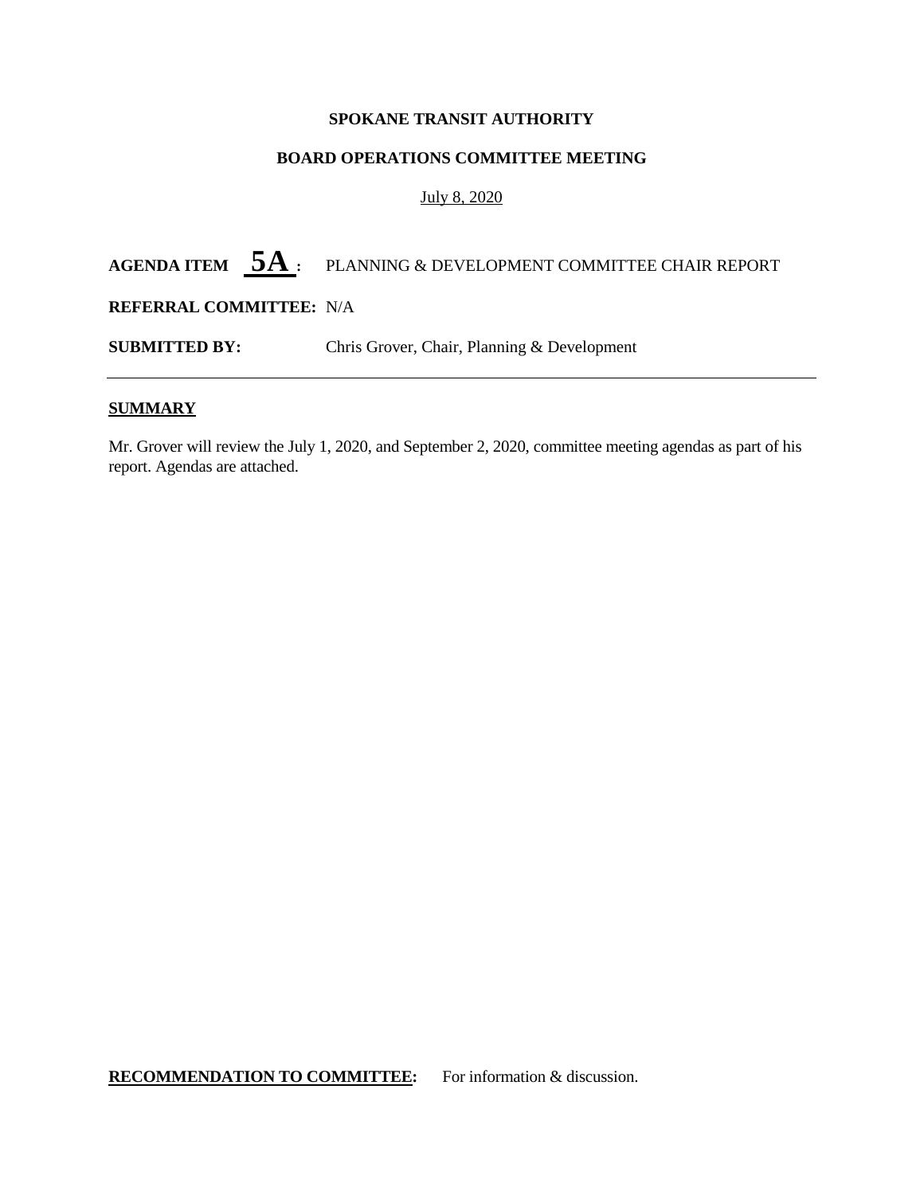**SPOKANE TRANSIT AUTHORITY**

**BOARD OPERATIONS COMMITTEE MEETING**

July 8, 2020

**AGENDA ITEM 5A :** PLANNING & DEVELOPMENT COMMITTEE CHAIR REPORT

**REFERRAL COMMITTEE:** N/A

**SUBMITTED BY:** Chris Grover, Chair, Planning & Development

---

**SUMMARY**

Mr. Grover will review the July 1, 2020, and September 2, 2020, committee meeting agendas as part of his report. Agendas are attached.

**RECOMMENDATION TO COMMITTEE:** For information & discussion.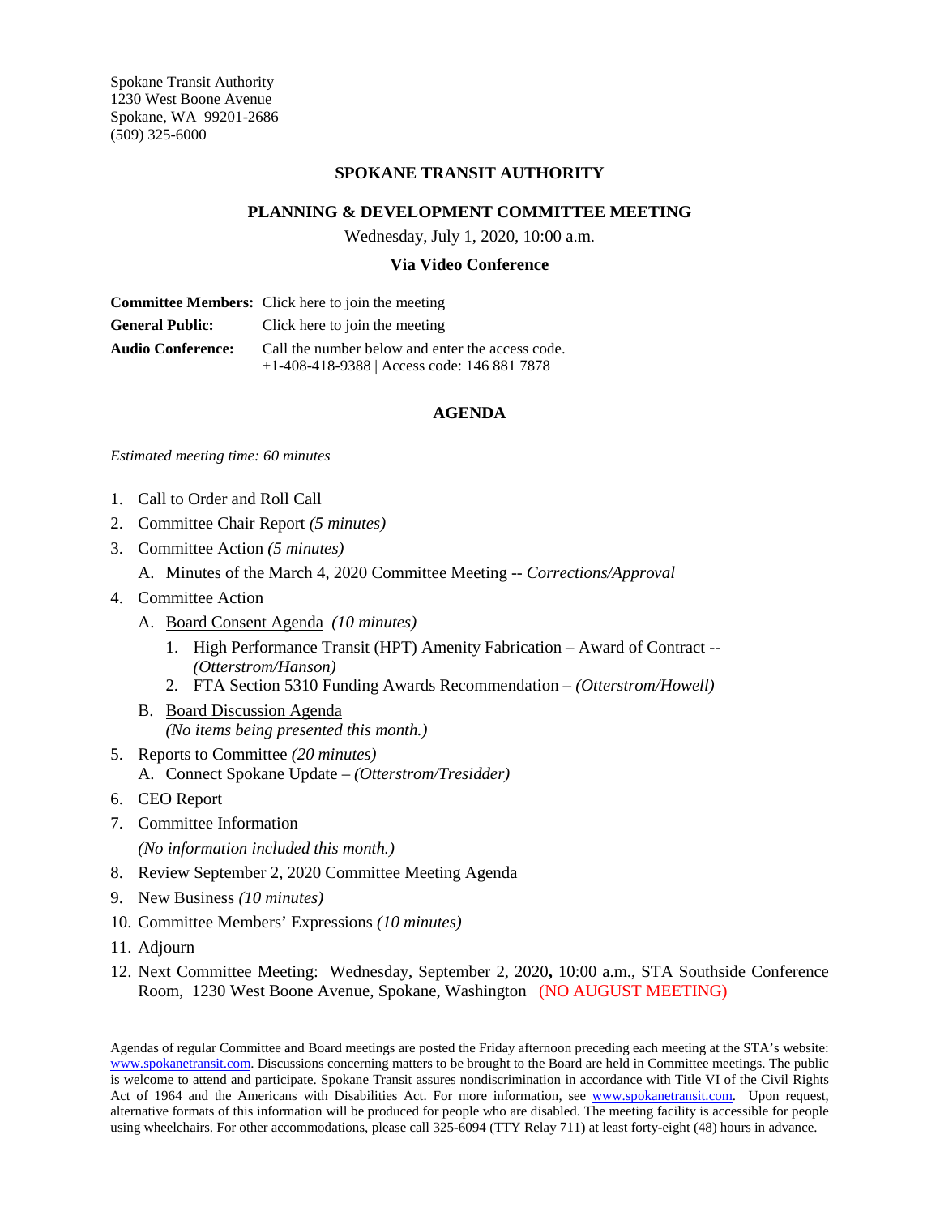Spokane Transit Authority
1230 West Boone Avenue
Spokane, WA 99201-2686
(509) 325-6000

# SPOKANE TRANSIT AUTHORITY

## PLANNING & DEVELOPMENT COMMITTEE MEETING

Wednesday, July 1, 2020, 10:00 a.m.

**Via Video Conference**

| | |
|---|---|
| **Committee Members:** | Click here to join the meeting |
| **General Public:** | Click here to join the meeting |
| **Audio Conference:** | Call the number below and enter the access code. +1-408-418-9388 \| Access code: 146 881 7878 |

## AGENDA

*Estimated meeting time: 60 minutes*

1. Call to Order and Roll Call
2. Committee Chair Report *(5 minutes)*
3. Committee Action *(5 minutes)*
   A. Minutes of the March 4, 2020 Committee Meeting -- *Corrections/Approval*
4. Committee Action
   A. Board Consent Agenda *(10 minutes)*
      1. High Performance Transit (HPT) Amenity Fabrication – Award of Contract -- *(Otterstrom/Hanson)*
      2. FTA Section 5310 Funding Awards Recommendation – *(Otterstrom/Howell)*

   B. Board Discussion Agenda
      *(No items being presented this month.)*
5. Reports to Committee *(20 minutes)*
   A. Connect Spokane Update – *(Otterstrom/Tresidder)*
6. CEO Report
7. Committee Information
   *(No information included this month.)*
8. Review September 2, 2020 Committee Meeting Agenda
9. New Business *(10 minutes)*
10. Committee Members' Expressions *(10 minutes)*
11. Adjourn
12. Next Committee Meeting: Wednesday, September 2, 2020**,** 10:00 a.m., STA Southside Conference Room, 1230 West Boone Avenue, Spokane, Washington (NO AUGUST MEETING)

Agendas of regular Committee and Board meetings are posted the Friday afternoon preceding each meeting at the STA's website: www.spokanetransit.com. Discussions concerning matters to be brought to the Board are held in Committee meetings. The public is welcome to attend and participate. Spokane Transit assures nondiscrimination in accordance with Title VI of the Civil Rights Act of 1964 and the Americans with Disabilities Act. For more information, see www.spokanetransit.com. Upon request, alternative formats of this information will be produced for people who are disabled. The meeting facility is accessible for people using wheelchairs. For other accommodations, please call 325-6094 (TTY Relay 711) at least forty-eight (48) hours in advance.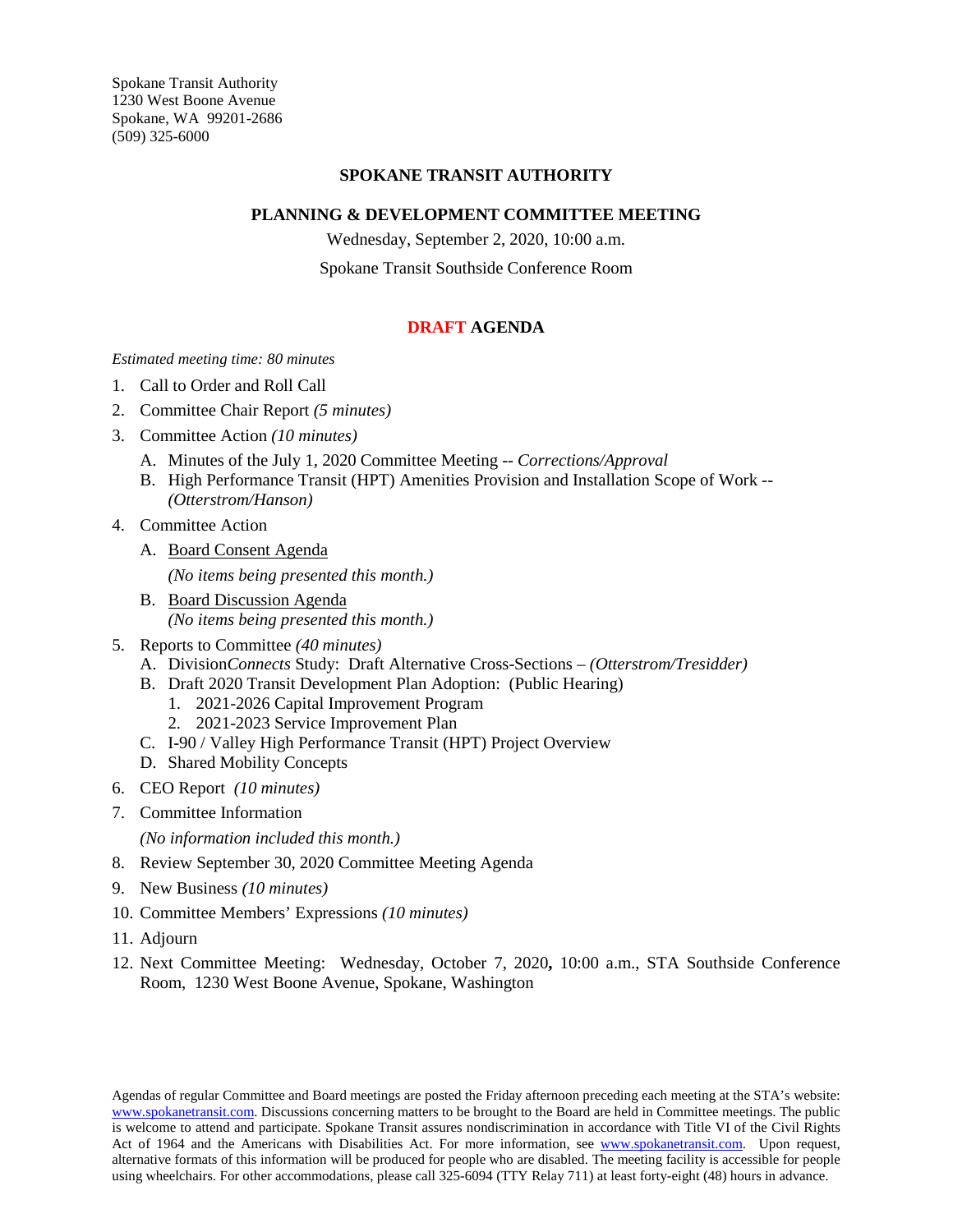Spokane Transit Authority
1230 West Boone Avenue
Spokane, WA 99201-2686
(509) 325-6000

# SPOKANE TRANSIT AUTHORITY

## PLANNING & DEVELOPMENT COMMITTEE MEETING

Wednesday, September 2, 2020, 10:00 a.m.

Spokane Transit Southside Conference Room

### DRAFT AGENDA

*Estimated meeting time: 80 minutes*

1. Call to Order and Roll Call
2. Committee Chair Report *(5 minutes)*
3. Committee Action *(10 minutes)*
   - A. Minutes of the July 1, 2020 Committee Meeting -- *Corrections/Approval*
   - B. High Performance Transit (HPT) Amenities Provision and Installation Scope of Work -- *(Otterstrom/Hanson)*
4. Committee Action
   - A. Board Consent Agenda

     *(No items being presented this month.)*
   - B. Board Discussion Agenda

     *(No items being presented this month.)*
5. Reports to Committee *(40 minutes)*
   - A. Division*Connects* Study: Draft Alternative Cross-Sections – *(Otterstrom/Tresidder)*
   - B. Draft 2020 Transit Development Plan Adoption: (Public Hearing)
     1. 2021-2026 Capital Improvement Program
     2. 2021-2023 Service Improvement Plan
   - C. I-90 / Valley High Performance Transit (HPT) Project Overview
   - D. Shared Mobility Concepts
6. CEO Report *(10 minutes)*
7. Committee Information

   *(No information included this month.)*
8. Review September 30, 2020 Committee Meeting Agenda
9. New Business *(10 minutes)*
10. Committee Members' Expressions *(10 minutes)*
11. Adjourn
12. Next Committee Meeting: Wednesday, October 7, 2020**,** 10:00 a.m., STA Southside Conference Room, 1230 West Boone Avenue, Spokane, Washington

Agendas of regular Committee and Board meetings are posted the Friday afternoon preceding each meeting at the STA's website: www.spokanetransit.com. Discussions concerning matters to be brought to the Board are held in Committee meetings. The public is welcome to attend and participate. Spokane Transit assures nondiscrimination in accordance with Title VI of the Civil Rights Act of 1964 and the Americans with Disabilities Act. For more information, see www.spokanetransit.com. Upon request, alternative formats of this information will be produced for people who are disabled. The meeting facility is accessible for people using wheelchairs. For other accommodations, please call 325-6094 (TTY Relay 711) at least forty-eight (48) hours in advance.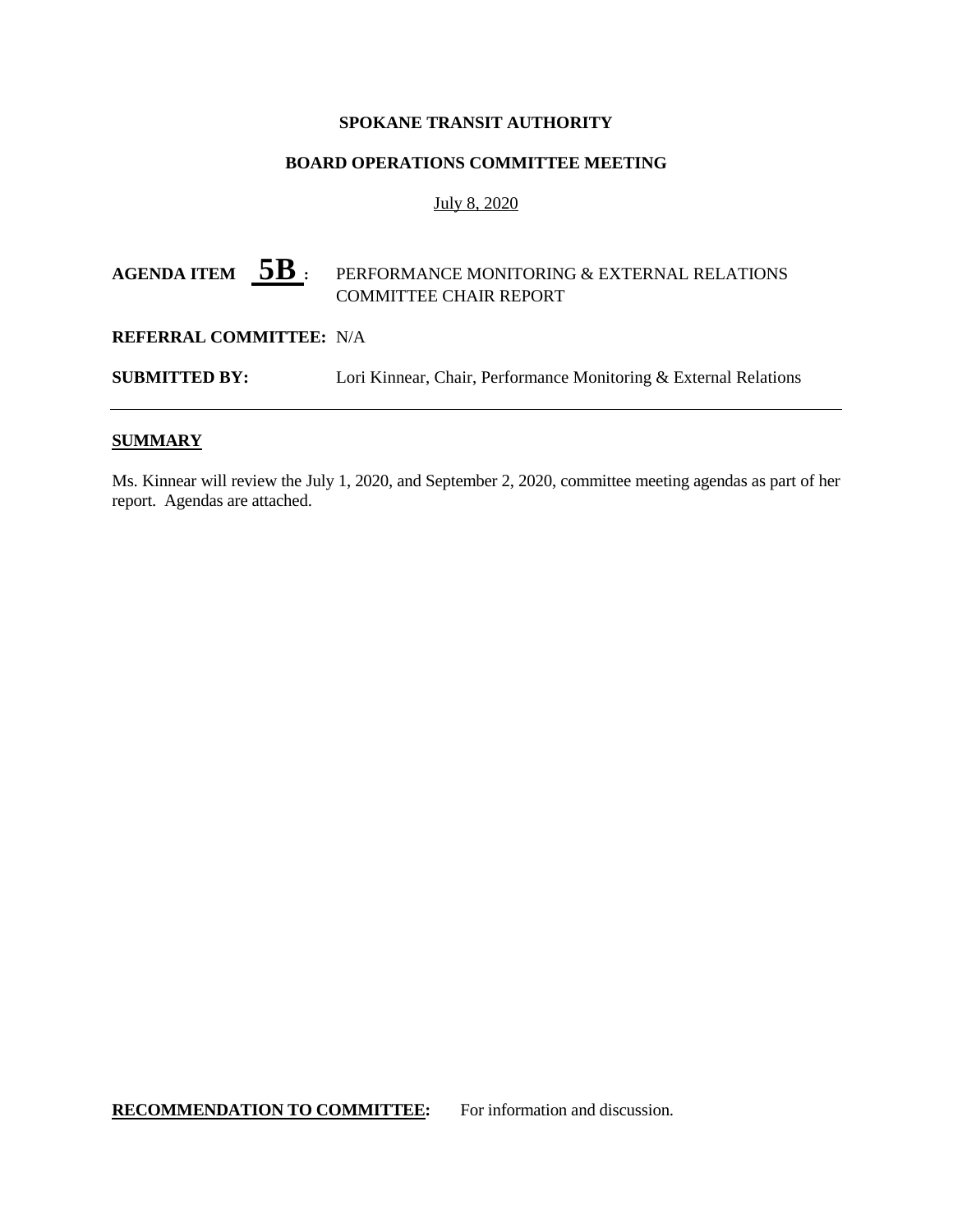**SPOKANE TRANSIT AUTHORITY**

**BOARD OPERATIONS COMMITTEE MEETING**

July 8, 2020

**AGENDA ITEM 5B :** PERFORMANCE MONITORING & EXTERNAL RELATIONS COMMITTEE CHAIR REPORT

**REFERRAL COMMITTEE:** N/A

**SUBMITTED BY:** Lori Kinnear, Chair, Performance Monitoring & External Relations

---

## SUMMARY

Ms. Kinnear will review the July 1, 2020, and September 2, 2020, committee meeting agendas as part of her report. Agendas are attached.

**RECOMMENDATION TO COMMITTEE:** For information and discussion.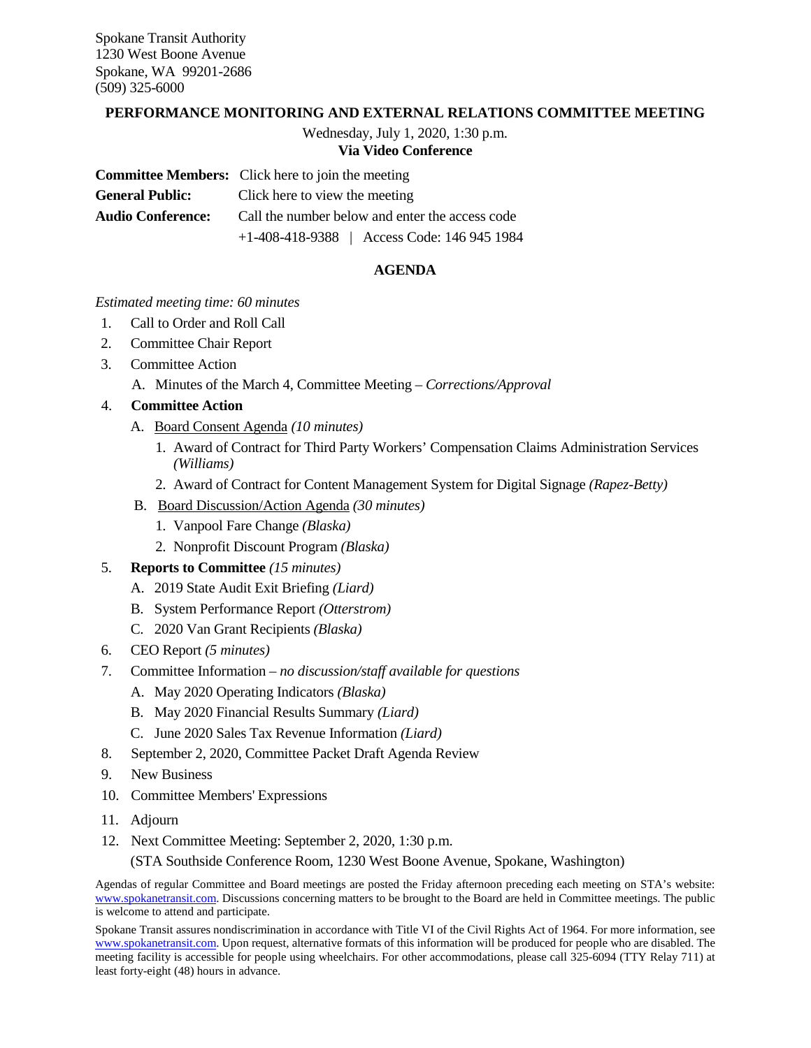Spokane Transit Authority
1230 West Boone Avenue
Spokane, WA 99201-2686
(509) 325-6000

**PERFORMANCE MONITORING AND EXTERNAL RELATIONS COMMITTEE MEETING**

Wednesday, July 1, 2020, 1:30 p.m.
**Via Video Conference**

**Committee Members:** Click here to join the meeting
**General Public:** Click here to view the meeting
**Audio Conference:** Call the number below and enter the access code
+1-408-418-9388 | Access Code: 146 945 1984

## AGENDA

*Estimated meeting time: 60 minutes*

1. Call to Order and Roll Call
2. Committee Chair Report
3. Committee Action
   A. Minutes of the March 4, Committee Meeting – *Corrections/Approval*
4. **Committee Action**
   A. Board Consent Agenda *(10 minutes)*
      1. Award of Contract for Third Party Workers' Compensation Claims Administration Services *(Williams)*
      2. Award of Contract for Content Management System for Digital Signage *(Rapez-Betty)*
   B. Board Discussion/Action Agenda *(30 minutes)*
      1. Vanpool Fare Change *(Blaska)*
      2. Nonprofit Discount Program *(Blaska)*
5. **Reports to Committee** *(15 minutes)*
   A. 2019 State Audit Exit Briefing *(Liard)*
   B. System Performance Report *(Otterstrom)*
   C. 2020 Van Grant Recipients *(Blaska)*
6. CEO Report *(5 minutes)*
7. Committee Information – *no discussion/staff available for questions*
   A. May 2020 Operating Indicators *(Blaska)*
   B. May 2020 Financial Results Summary *(Liard)*
   C. June 2020 Sales Tax Revenue Information *(Liard)*
8. September 2, 2020, Committee Packet Draft Agenda Review
9. New Business
10. Committee Members' Expressions
11. Adjourn
12. Next Committee Meeting: September 2, 2020, 1:30 p.m.
    (STA Southside Conference Room, 1230 West Boone Avenue, Spokane, Washington)

Agendas of regular Committee and Board meetings are posted the Friday afternoon preceding each meeting on STA's website: www.spokanetransit.com. Discussions concerning matters to be brought to the Board are held in Committee meetings. The public is welcome to attend and participate.

Spokane Transit assures nondiscrimination in accordance with Title VI of the Civil Rights Act of 1964. For more information, see www.spokanetransit.com. Upon request, alternative formats of this information will be produced for people who are disabled. The meeting facility is accessible for people using wheelchairs. For other accommodations, please call 325-6094 (TTY Relay 711) at least forty-eight (48) hours in advance.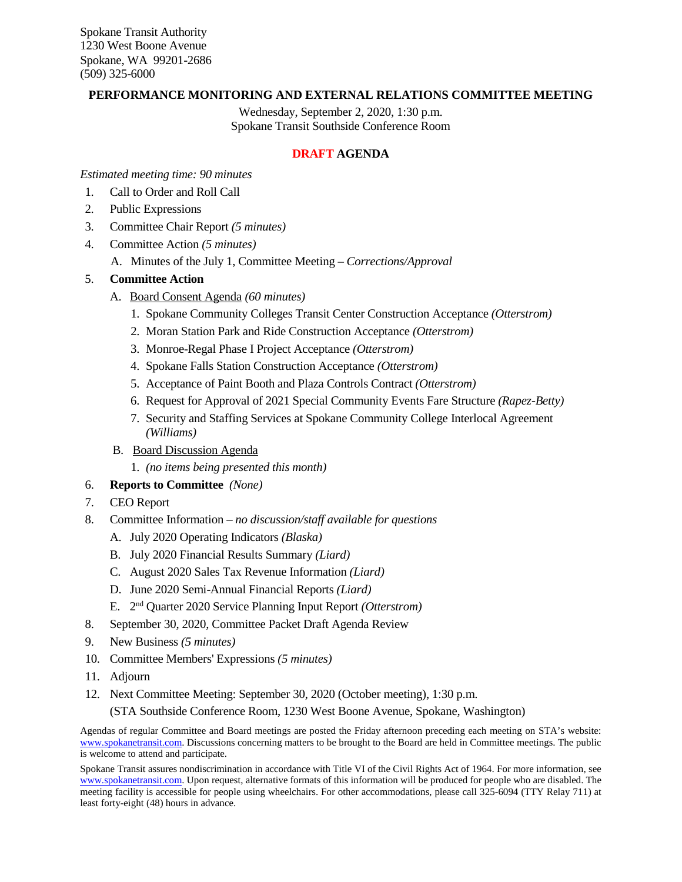Spokane Transit Authority
1230 West Boone Avenue
Spokane, WA 99201-2686
(509) 325-6000

**PERFORMANCE MONITORING AND EXTERNAL RELATIONS COMMITTEE MEETING**

Wednesday, September 2, 2020, 1:30 p.m.
Spokane Transit Southside Conference Room

**DRAFT AGENDA**

*Estimated meeting time: 90 minutes*

1. Call to Order and Roll Call
2. Public Expressions
3. Committee Chair Report *(5 minutes)*
4. Committee Action *(5 minutes)*
   A. Minutes of the July 1, Committee Meeting – *Corrections/Approval*
5. **Committee Action**
   A. Board Consent Agenda *(60 minutes)*
      1. Spokane Community Colleges Transit Center Construction Acceptance *(Otterstrom)*
      2. Moran Station Park and Ride Construction Acceptance *(Otterstrom)*
      3. Monroe-Regal Phase I Project Acceptance *(Otterstrom)*
      4. Spokane Falls Station Construction Acceptance *(Otterstrom)*
      5. Acceptance of Paint Booth and Plaza Controls Contract *(Otterstrom)*
      6. Request for Approval of 2021 Special Community Events Fare Structure *(Rapez-Betty)*
      7. Security and Staffing Services at Spokane Community College Interlocal Agreement *(Williams)*
   B. Board Discussion Agenda
      1. *(no items being presented this month)*
6. **Reports to Committee** *(None)*
7. CEO Report
8. Committee Information – *no discussion/staff available for questions*
   A. July 2020 Operating Indicators *(Blaska)*
   B. July 2020 Financial Results Summary *(Liard)*
   C. August 2020 Sales Tax Revenue Information *(Liard)*
   D. June 2020 Semi-Annual Financial Reports *(Liard)*
   E. 2nd Quarter 2020 Service Planning Input Report *(Otterstrom)*
8. September 30, 2020, Committee Packet Draft Agenda Review
9. New Business *(5 minutes)*
10. Committee Members' Expressions *(5 minutes)*
11. Adjourn
12. Next Committee Meeting: September 30, 2020 (October meeting), 1:30 p.m.
    (STA Southside Conference Room, 1230 West Boone Avenue, Spokane, Washington)

Agendas of regular Committee and Board meetings are posted the Friday afternoon preceding each meeting on STA's website: www.spokanetransit.com. Discussions concerning matters to be brought to the Board are held in Committee meetings. The public is welcome to attend and participate.

Spokane Transit assures nondiscrimination in accordance with Title VI of the Civil Rights Act of 1964. For more information, see www.spokanetransit.com. Upon request, alternative formats of this information will be produced for people who are disabled. The meeting facility is accessible for people using wheelchairs. For other accommodations, please call 325-6094 (TTY Relay 711) at least forty-eight (48) hours in advance.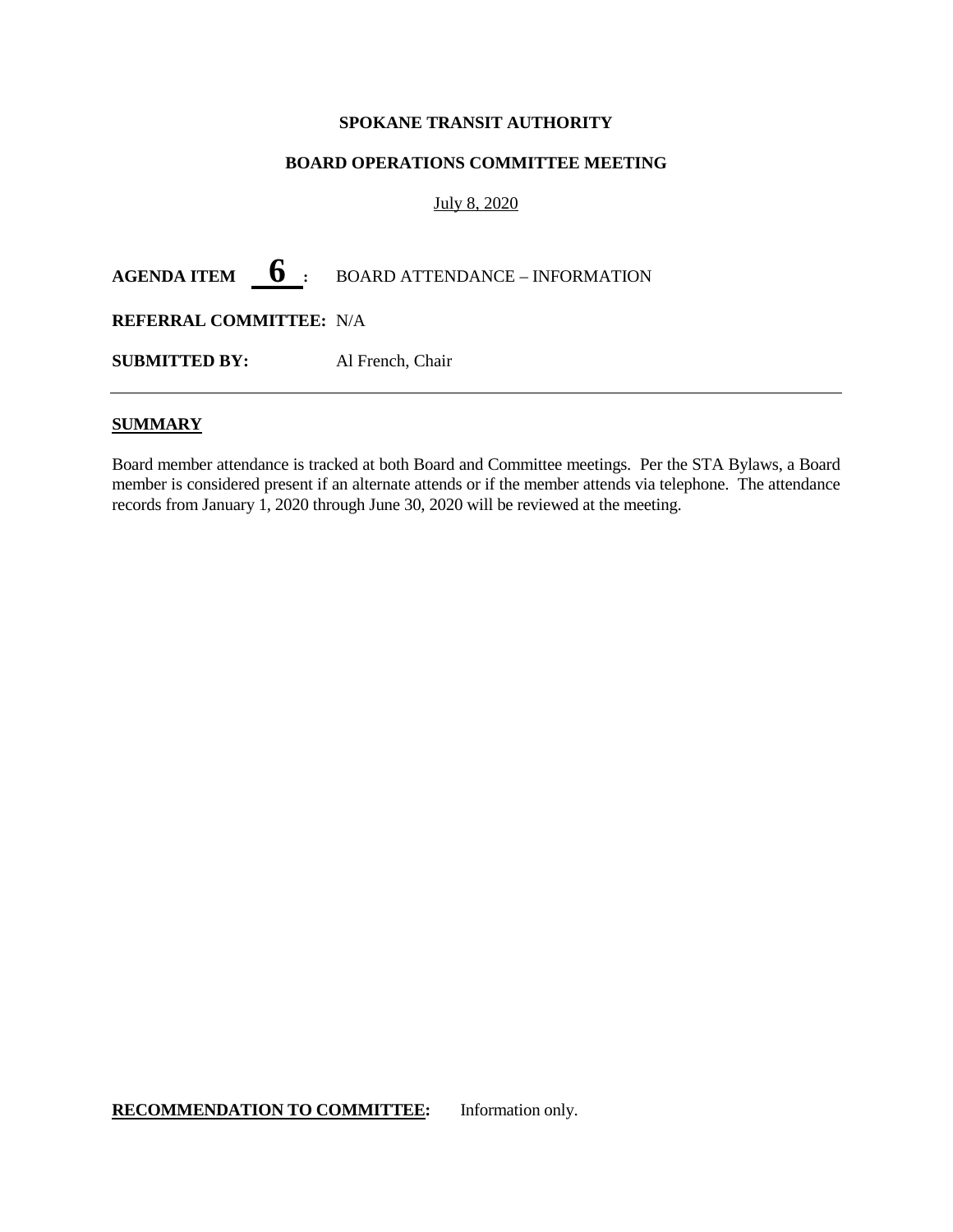**SPOKANE TRANSIT AUTHORITY**

**BOARD OPERATIONS COMMITTEE MEETING**

July 8, 2020

**AGENDA ITEM 6 :** BOARD ATTENDANCE – INFORMATION

**REFERRAL COMMITTEE:** N/A

**SUBMITTED BY:** Al French, Chair

---

**SUMMARY**

Board member attendance is tracked at both Board and Committee meetings. Per the STA Bylaws, a Board member is considered present if an alternate attends or if the member attends via telephone. The attendance records from January 1, 2020 through June 30, 2020 will be reviewed at the meeting.

**RECOMMENDATION TO COMMITTEE:** Information only.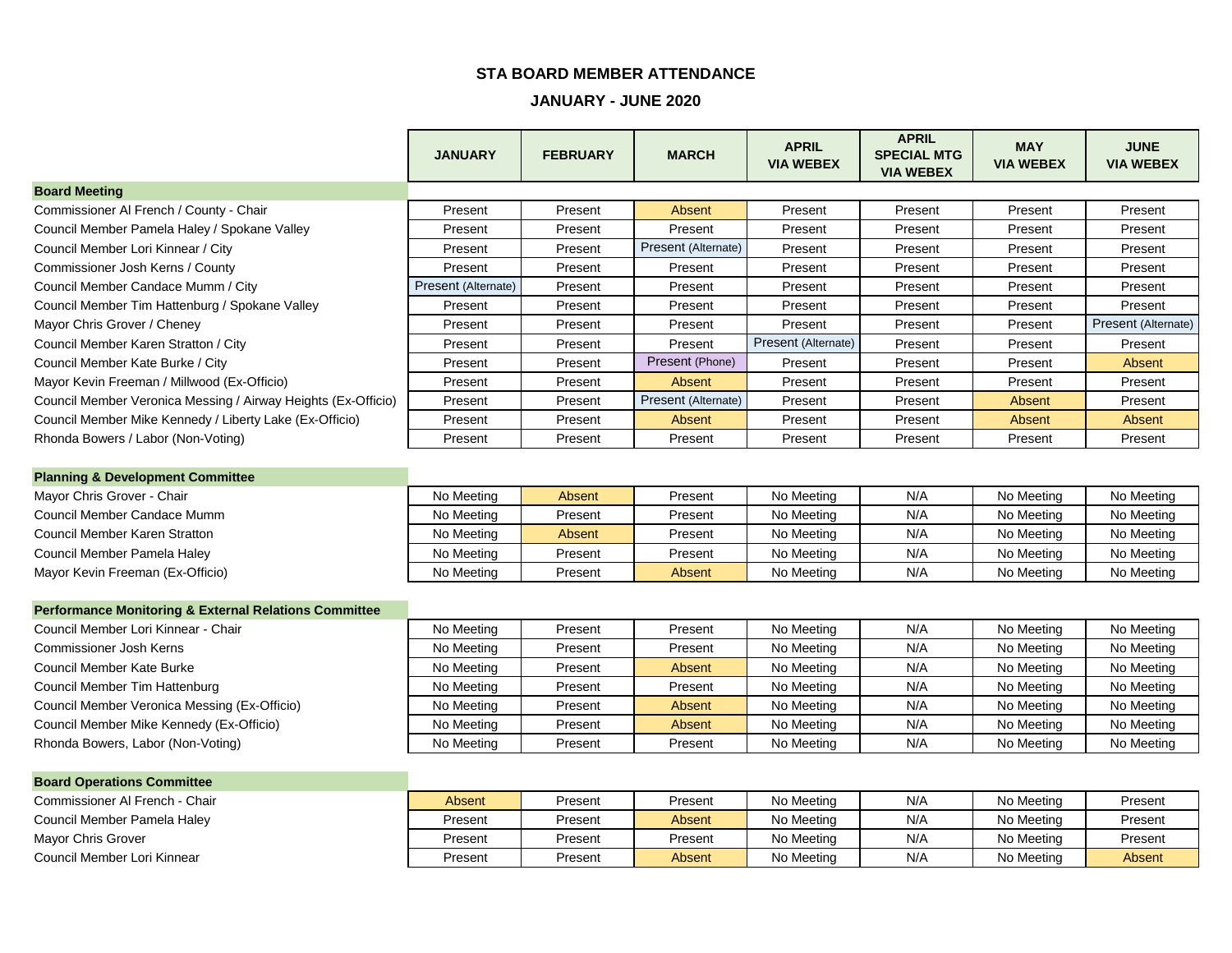**STA BOARD MEMBER ATTENDANCE**

**JANUARY - JUNE 2020**

| | JANUARY | FEBRUARY | MARCH | APRIL VIA WEBEX | APRIL SPECIAL MTG VIA WEBEX | MAY VIA WEBEX | JUNE VIA WEBEX |
|---|---|---|---|---|---|---|---|
| **Board Meeting** | | | | | | | |
| Commissioner Al French / County - Chair | Present | Present | Absent | Present | Present | Present | Present |
| Council Member Pamela Haley / Spokane Valley | Present | Present | Present | Present | Present | Present | Present |
| Council Member Lori Kinnear / City | Present | Present | Present (Alternate) | Present | Present | Present | Present |
| Commissioner Josh Kerns / County | Present | Present | Present | Present | Present | Present | Present |
| Council Member Candace Mumm / City | Present (Alternate) | Present | Present | Present | Present | Present | Present |
| Council Member Tim Hattenburg / Spokane Valley | Present | Present | Present | Present | Present | Present | Present |
| Mayor Chris Grover / Cheney | Present | Present | Present | Present | Present | Present | Present (Alternate) |
| Council Member Karen Stratton / City | Present | Present | Present | Present (Alternate) | Present | Present | Present |
| Council Member Kate Burke / City | Present | Present | Present (Phone) | Present | Present | Present | Absent |
| Mayor Kevin Freeman / Millwood (Ex-Officio) | Present | Present | Absent | Present | Present | Present | Present |
| Council Member Veronica Messing / Airway Heights (Ex-Officio) | Present | Present | Present (Alternate) | Present | Present | Absent | Present |
| Council Member Mike Kennedy / Liberty Lake (Ex-Officio) | Present | Present | Absent | Present | Present | Absent | Absent |
| Rhonda Bowers / Labor (Non-Voting) | Present | Present | Present | Present | Present | Present | Present |
| **Planning & Development Committee** | | | | | | | |
| Mayor Chris Grover - Chair | No Meeting | Absent | Present | No Meeting | N/A | No Meeting | No Meeting |
| Council Member Candace Mumm | No Meeting | Present | Present | No Meeting | N/A | No Meeting | No Meeting |
| Council Member Karen Stratton | No Meeting | Absent | Present | No Meeting | N/A | No Meeting | No Meeting |
| Council Member Pamela Haley | No Meeting | Present | Present | No Meeting | N/A | No Meeting | No Meeting |
| Mayor Kevin Freeman (Ex-Officio) | No Meeting | Present | Absent | No Meeting | N/A | No Meeting | No Meeting |
| **Performance Monitoring & External Relations Committee** | | | | | | | |
| Council Member Lori Kinnear - Chair | No Meeting | Present | Present | No Meeting | N/A | No Meeting | No Meeting |
| Commissioner Josh Kerns | No Meeting | Present | Present | No Meeting | N/A | No Meeting | No Meeting |
| Council Member Kate Burke | No Meeting | Present | Absent | No Meeting | N/A | No Meeting | No Meeting |
| Council Member Tim Hattenburg | No Meeting | Present | Present | No Meeting | N/A | No Meeting | No Meeting |
| Council Member Veronica Messing (Ex-Officio) | No Meeting | Present | Absent | No Meeting | N/A | No Meeting | No Meeting |
| Council Member Mike Kennedy (Ex-Officio) | No Meeting | Present | Absent | No Meeting | N/A | No Meeting | No Meeting |
| Rhonda Bowers, Labor (Non-Voting) | No Meeting | Present | Present | No Meeting | N/A | No Meeting | No Meeting |
| **Board Operations Committee** | | | | | | | |
| Commissioner Al French - Chair | Absent | Present | Present | No Meeting | N/A | No Meeting | Present |
| Council Member Pamela Haley | Present | Present | Absent | No Meeting | N/A | No Meeting | Present |
| Mayor Chris Grover | Present | Present | Present | No Meeting | N/A | No Meeting | Present |
| Council Member Lori Kinnear | Present | Present | Absent | No Meeting | N/A | No Meeting | Absent |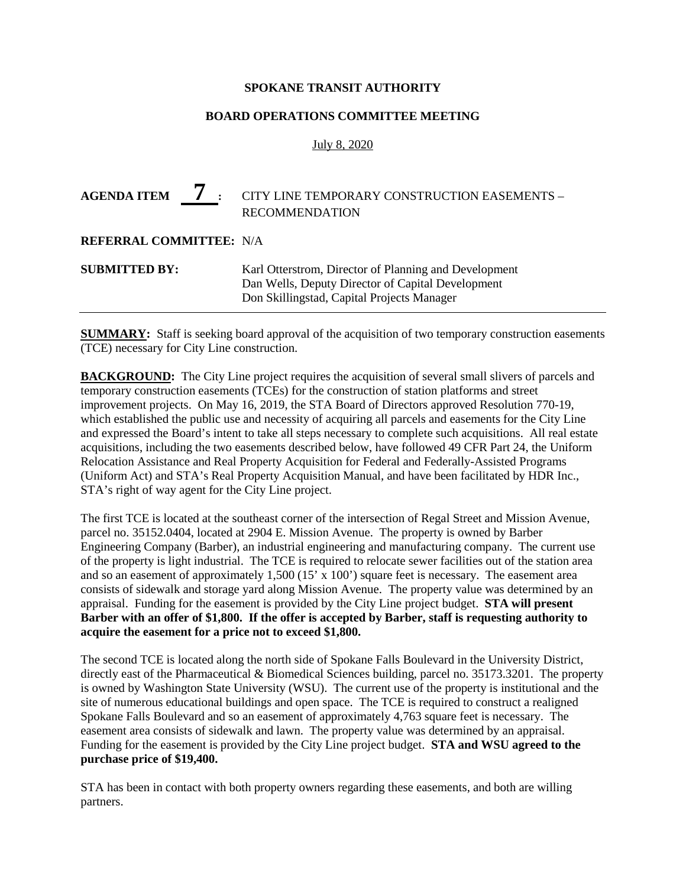**SPOKANE TRANSIT AUTHORITY**

**BOARD OPERATIONS COMMITTEE MEETING**

July 8, 2020

**AGENDA ITEM 7 :** CITY LINE TEMPORARY CONSTRUCTION EASEMENTS – RECOMMENDATION

**REFERRAL COMMITTEE:** N/A

**SUBMITTED BY:** Karl Otterstrom, Director of Planning and Development
Dan Wells, Deputy Director of Capital Development
Don Skillingstad, Capital Projects Manager

---

**SUMMARY:** Staff is seeking board approval of the acquisition of two temporary construction easements (TCE) necessary for City Line construction.

**BACKGROUND:** The City Line project requires the acquisition of several small slivers of parcels and temporary construction easements (TCEs) for the construction of station platforms and street improvement projects. On May 16, 2019, the STA Board of Directors approved Resolution 770-19, which established the public use and necessity of acquiring all parcels and easements for the City Line and expressed the Board's intent to take all steps necessary to complete such acquisitions. All real estate acquisitions, including the two easements described below, have followed 49 CFR Part 24, the Uniform Relocation Assistance and Real Property Acquisition for Federal and Federally-Assisted Programs (Uniform Act) and STA's Real Property Acquisition Manual, and have been facilitated by HDR Inc., STA's right of way agent for the City Line project.

The first TCE is located at the southeast corner of the intersection of Regal Street and Mission Avenue, parcel no. 35152.0404, located at 2904 E. Mission Avenue. The property is owned by Barber Engineering Company (Barber), an industrial engineering and manufacturing company. The current use of the property is light industrial. The TCE is required to relocate sewer facilities out of the station area and so an easement of approximately 1,500 (15' x 100') square feet is necessary. The easement area consists of sidewalk and storage yard along Mission Avenue. The property value was determined by an appraisal. Funding for the easement is provided by the City Line project budget. **STA will present Barber with an offer of $1,800. If the offer is accepted by Barber, staff is requesting authority to acquire the easement for a price not to exceed $1,800.**

The second TCE is located along the north side of Spokane Falls Boulevard in the University District, directly east of the Pharmaceutical & Biomedical Sciences building, parcel no. 35173.3201. The property is owned by Washington State University (WSU). The current use of the property is institutional and the site of numerous educational buildings and open space. The TCE is required to construct a realigned Spokane Falls Boulevard and so an easement of approximately 4,763 square feet is necessary. The easement area consists of sidewalk and lawn. The property value was determined by an appraisal. Funding for the easement is provided by the City Line project budget. **STA and WSU agreed to the purchase price of $19,400.**

STA has been in contact with both property owners regarding these easements, and both are willing partners.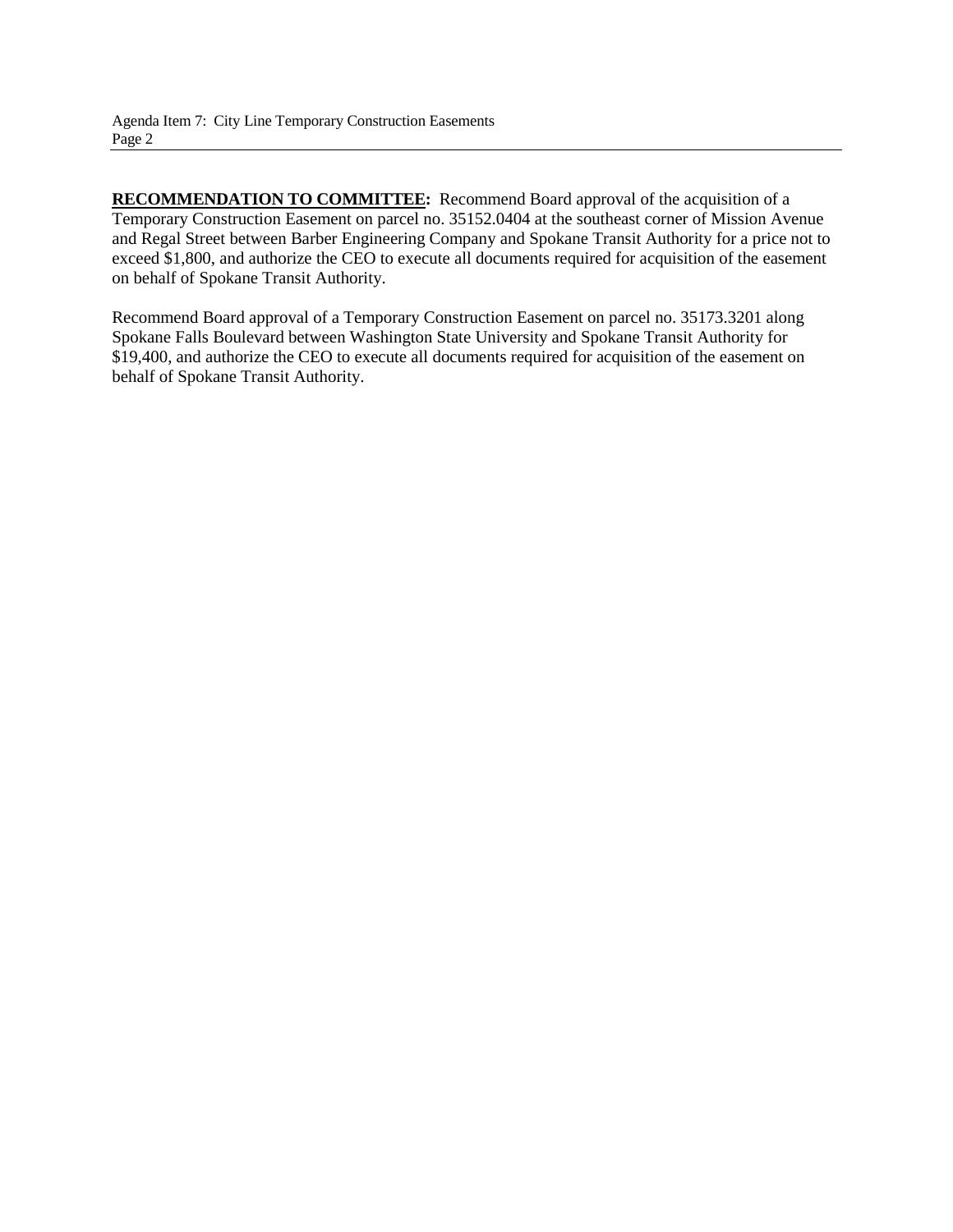**RECOMMENDATION TO COMMITTEE:** Recommend Board approval of the acquisition of a Temporary Construction Easement on parcel no. 35152.0404 at the southeast corner of Mission Avenue and Regal Street between Barber Engineering Company and Spokane Transit Authority for a price not to exceed $1,800, and authorize the CEO to execute all documents required for acquisition of the easement on behalf of Spokane Transit Authority.

Recommend Board approval of a Temporary Construction Easement on parcel no. 35173.3201 along Spokane Falls Boulevard between Washington State University and Spokane Transit Authority for $19,400, and authorize the CEO to execute all documents required for acquisition of the easement on behalf of Spokane Transit Authority.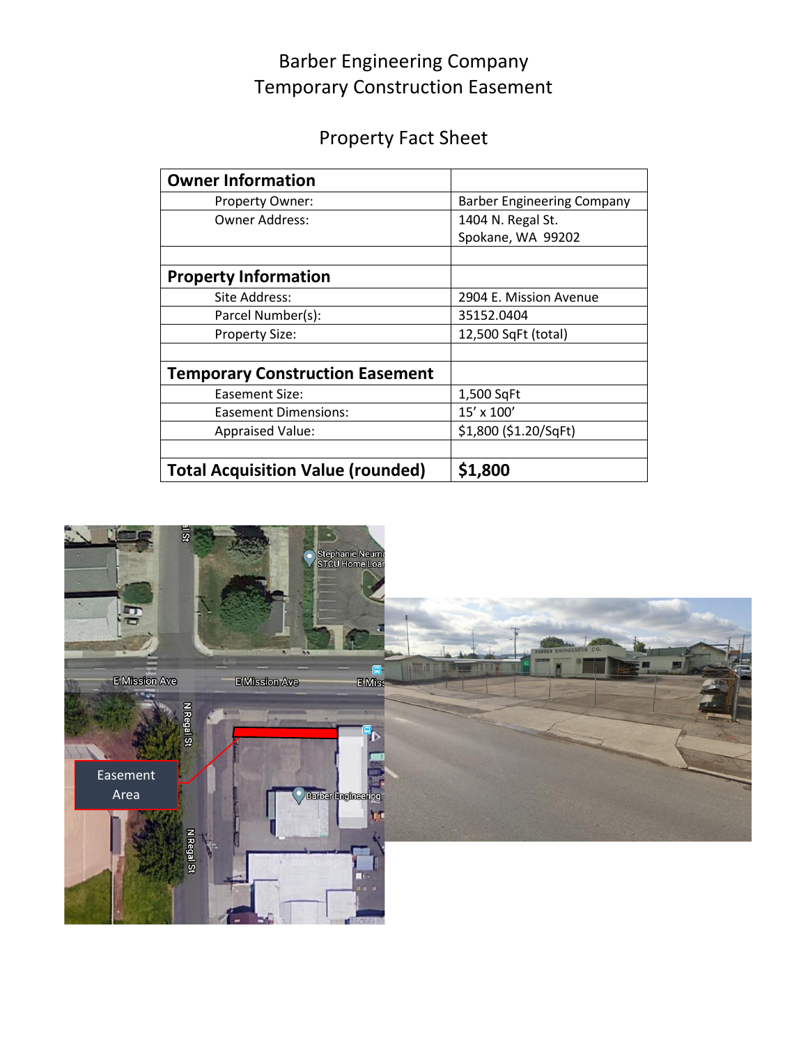# Barber Engineering Company
# Temporary Construction Easement

## Property Fact Sheet

| | |
|---|---|
| **Owner Information** | |
| Property Owner: | Barber Engineering Company |
| Owner Address: | 1404 N. Regal St. Spokane, WA 99202 |
| | |
| **Property Information** | |
| Site Address: | 2904 E. Mission Avenue |
| Parcel Number(s): | 35152.0404 |
| Property Size: | 12,500 SqFt (total) |
| | |
| **Temporary Construction Easement** | |
| Easement Size: | 1,500 SqFt |
| Easement Dimensions: | 15' x 100' |
| Appraised Value: | $1,800 ($1.20/SqFt) |
| | |
| **Total Acquisition Value (rounded)** | **$1,800** |

Easement Area

E Mission Ave

N Regal St

Barber Engineering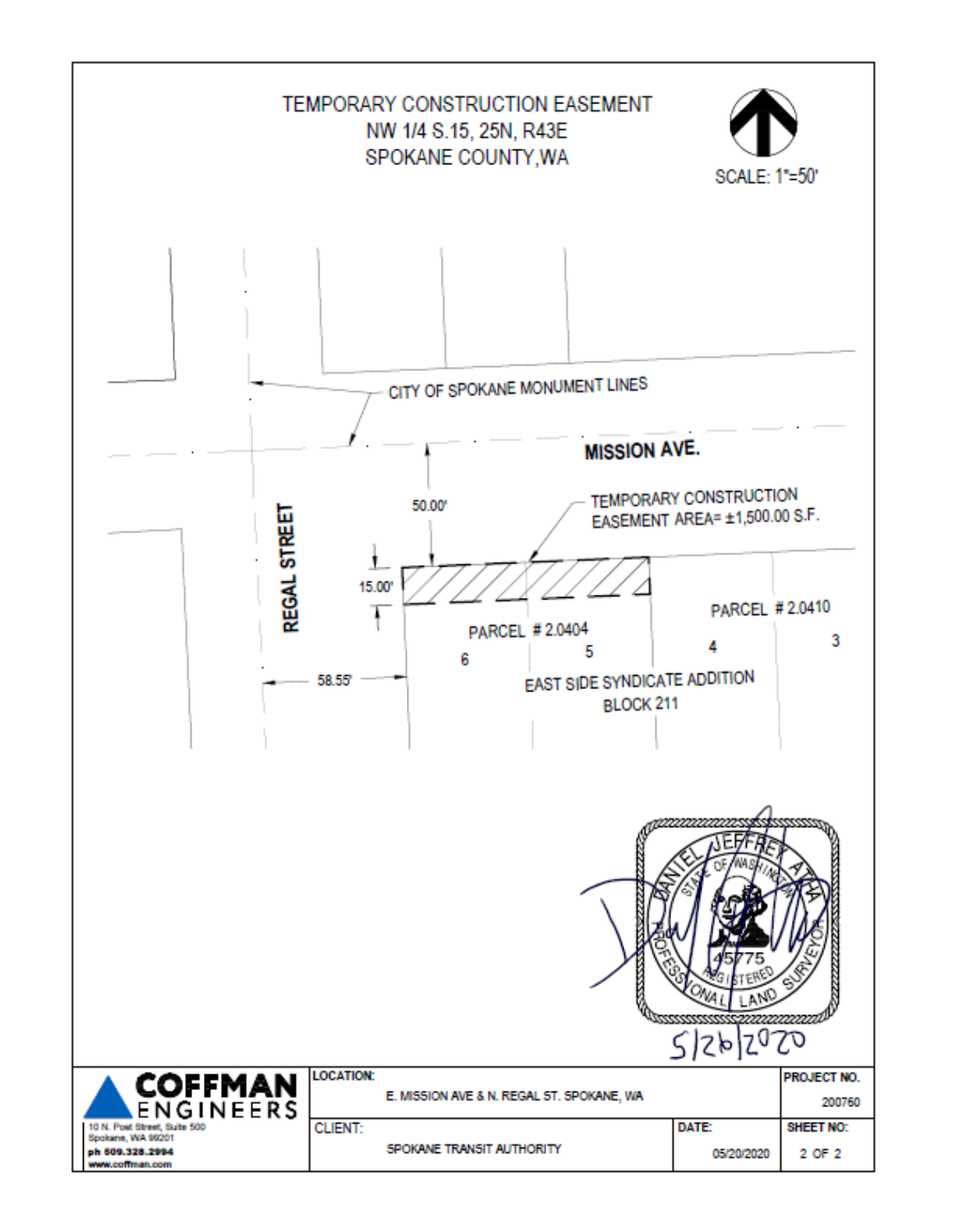# TEMPORARY CONSTRUCTION EASEMENT
NW 1/4 S.15, 25N, R43E
SPOKANE COUNTY,WA

SCALE: 1"=50'

CITY OF SPOKANE MONUMENT LINES

MISSION AVE.

50.00'

TEMPORARY CONSTRUCTION EASEMENT AREA= ±1,500.00 S.F.

REGAL STREET

15.00'

PARCEL # 2.0404

PARCEL # 2.0410

6

5

4

3

58.55'

EAST SIDE SYNDICATE ADDITION
BLOCK 211

DANIEL JEFFREY ATHA
STATE OF WASHINGTON
45775
REGISTERED
PROFESSIONAL LAND SURVEYOR

5/26/2020

| | | | |
|---|---|---|---|
| COFFMAN ENGINEERS<br>10 N. Post Street, Suite 500<br>Spokane, WA 99201<br>ph 509.328.2994<br>www.coffman.com | LOCATION:<br>E. MISSION AVE & N. REGAL ST. SPOKANE, WA | | PROJECT NO.<br>200760 |
| | CLIENT:<br>SPOKANE TRANSIT AUTHORITY | DATE:<br>05/20/2020 | SHEET NO:<br>2 OF 2 |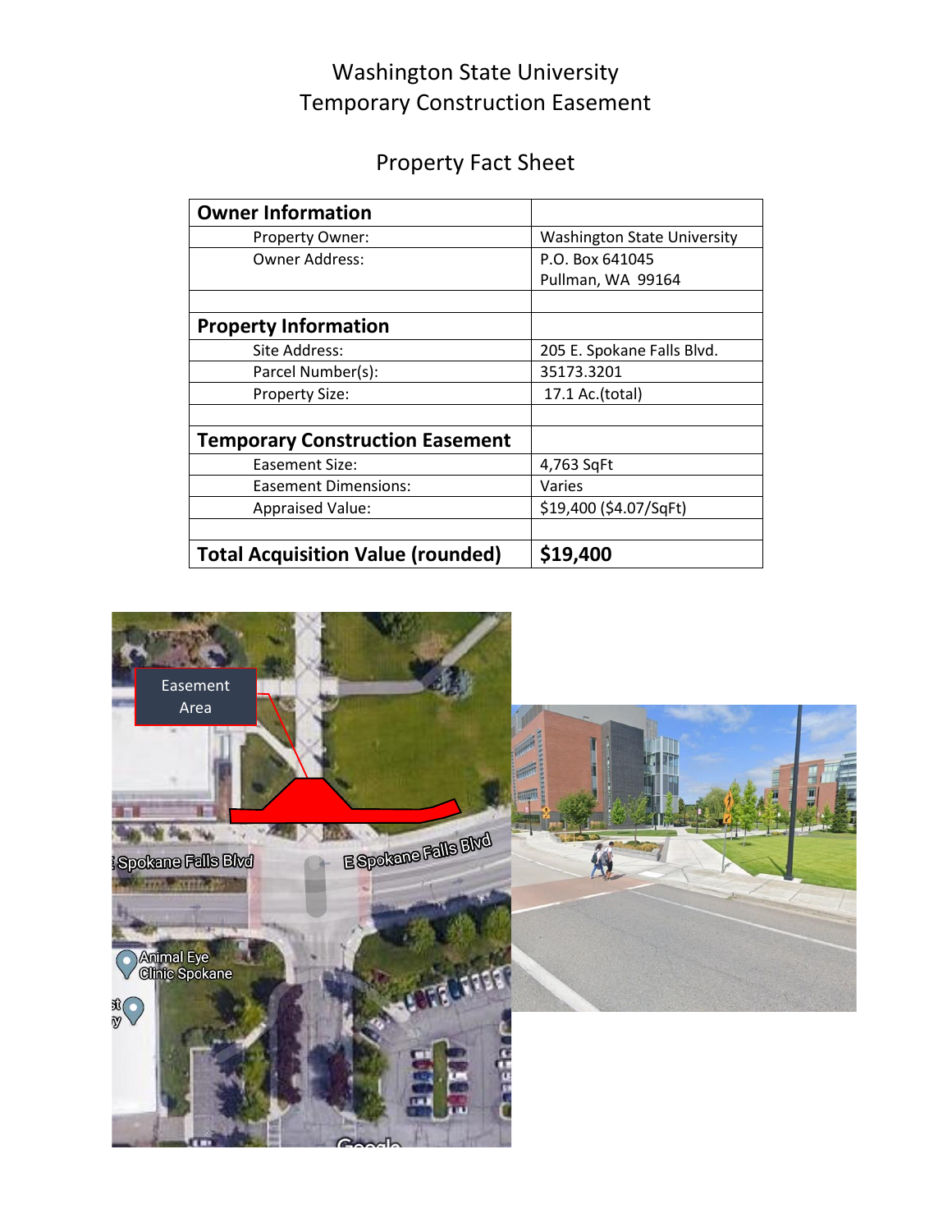# Washington State University
# Temporary Construction Easement

## Property Fact Sheet

| | |
|---|---|
| **Owner Information** | |
| Property Owner: | Washington State University |
| Owner Address: | P.O. Box 641045<br>Pullman, WA 99164 |
| | |
| **Property Information** | |
| Site Address: | 205 E. Spokane Falls Blvd. |
| Parcel Number(s): | 35173.3201 |
| Property Size: | 17.1 Ac.(total) |
| | |
| **Temporary Construction Easement** | |
| Easement Size: | 4,763 SqFt |
| Easement Dimensions: | Varies |
| Appraised Value: | $19,400 ($4.07/SqFt) |
| | |
| **Total Acquisition Value (rounded)** | **$19,400** |

Easement Area

E Spokane Falls Blvd

E Spokane Falls Blvd

Animal Eye Clinic Spokane

Google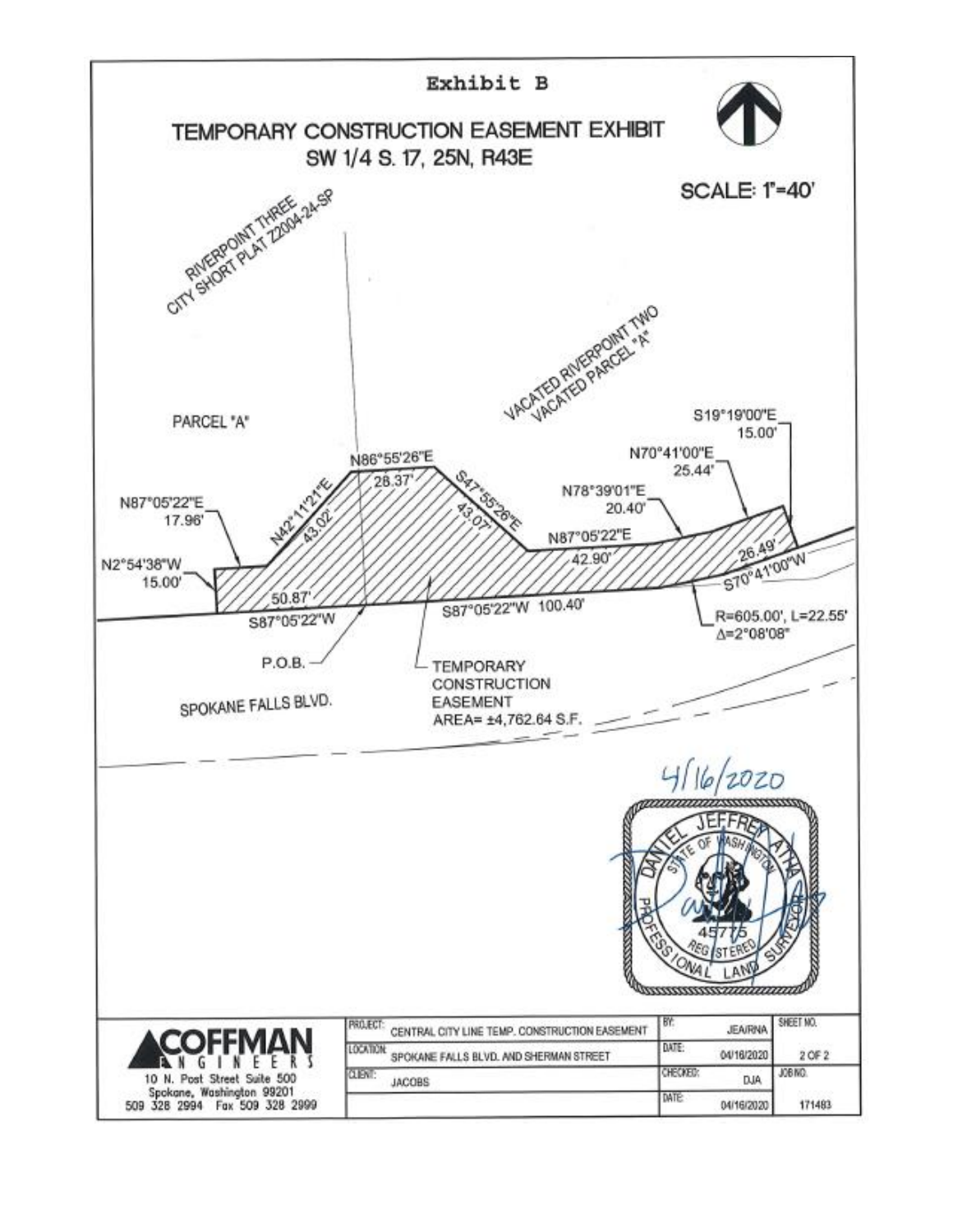# Exhibit B

## TEMPORARY CONSTRUCTION EASEMENT EXHIBIT
### SW 1/4 S. 17, 25N, R43E

SCALE: 1"=40'

RIVERPOINT THREE
CITY SHORT PLAT Z2004-24-SP

VACATED RIVERPOINT TWO
VACATED PARCEL "A"

PARCEL "A"

N87°05'22"E 17.96'

N2°54'38"W 15.00'

N42°11'21"E 43.02'

N86°55'26"E 28.37'

S47°55'26"E 43.07'

N87°05'22"E 42.90'

N78°39'01"E 20.40'

N70°41'00"E 25.44'

S19°19'00"E 15.00'

26.49'
S70°41'00"W

50.87'
S87°05'22"W

S87°05'22"W 100.40'

R=605.00', L=22.55'
Δ=2°08'08"

P.O.B.

TEMPORARY CONSTRUCTION EASEMENT
AREA= ±4,762.64 S.F.

SPOKANE FALLS BLVD.

4/16/2020

DANIEL JEFFREY ATHA
STATE OF WASHINGTON
45775
REGISTERED
PROFESSIONAL LAND SURVEYOR

| COFFMAN ENGINEERS<br>10 N. Post Street Suite 500<br>Spokane, Washington 99201<br>509 328 2994 Fax 509 328 2999 | PROJECT: CENTRAL CITY LINE TEMP. CONSTRUCTION EASEMENT | BY: JEA/RNA | SHEET NO. |
|---|---|---|---|
| | LOCATION: SPOKANE FALLS BLVD. AND SHERMAN STREET | DATE: 04/16/2020 | 2 OF 2 |
| | CLIENT: JACOBS | CHECKED: DJA | JOB NO. |
| | | DATE: 04/16/2020 | 171483 |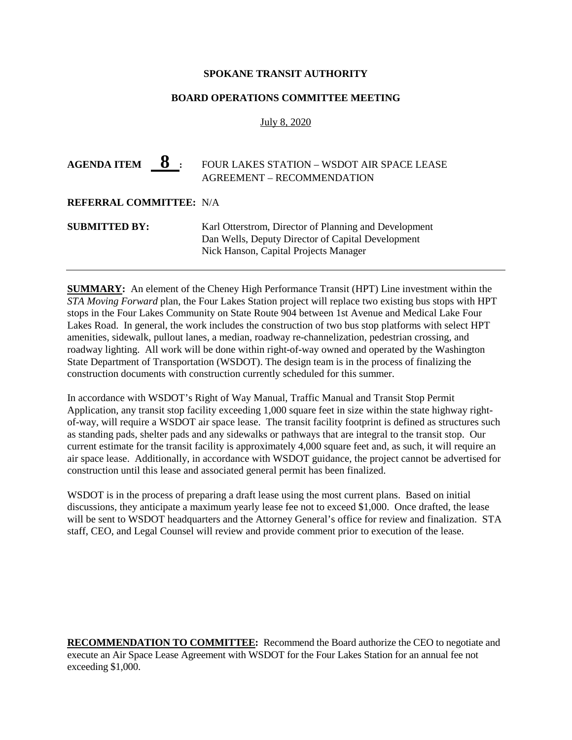**SPOKANE TRANSIT AUTHORITY**

**BOARD OPERATIONS COMMITTEE MEETING**

July 8, 2020

**AGENDA ITEM 8 :** FOUR LAKES STATION – WSDOT AIR SPACE LEASE AGREEMENT – RECOMMENDATION

**REFERRAL COMMITTEE:** N/A

**SUBMITTED BY:** Karl Otterstrom, Director of Planning and Development
Dan Wells, Deputy Director of Capital Development
Nick Hanson, Capital Projects Manager

---

**SUMMARY:** An element of the Cheney High Performance Transit (HPT) Line investment within the *STA Moving Forward* plan, the Four Lakes Station project will replace two existing bus stops with HPT stops in the Four Lakes Community on State Route 904 between 1st Avenue and Medical Lake Four Lakes Road. In general, the work includes the construction of two bus stop platforms with select HPT amenities, sidewalk, pullout lanes, a median, roadway re-channelization, pedestrian crossing, and roadway lighting. All work will be done within right-of-way owned and operated by the Washington State Department of Transportation (WSDOT). The design team is in the process of finalizing the construction documents with construction currently scheduled for this summer.

In accordance with WSDOT's Right of Way Manual, Traffic Manual and Transit Stop Permit Application, any transit stop facility exceeding 1,000 square feet in size within the state highway right-of-way, will require a WSDOT air space lease. The transit facility footprint is defined as structures such as standing pads, shelter pads and any sidewalks or pathways that are integral to the transit stop. Our current estimate for the transit facility is approximately 4,000 square feet and, as such, it will require an air space lease. Additionally, in accordance with WSDOT guidance, the project cannot be advertised for construction until this lease and associated general permit has been finalized.

WSDOT is in the process of preparing a draft lease using the most current plans. Based on initial discussions, they anticipate a maximum yearly lease fee not to exceed $1,000. Once drafted, the lease will be sent to WSDOT headquarters and the Attorney General's office for review and finalization. STA staff, CEO, and Legal Counsel will review and provide comment prior to execution of the lease.

**RECOMMENDATION TO COMMITTEE:** Recommend the Board authorize the CEO to negotiate and execute an Air Space Lease Agreement with WSDOT for the Four Lakes Station for an annual fee not exceeding $1,000.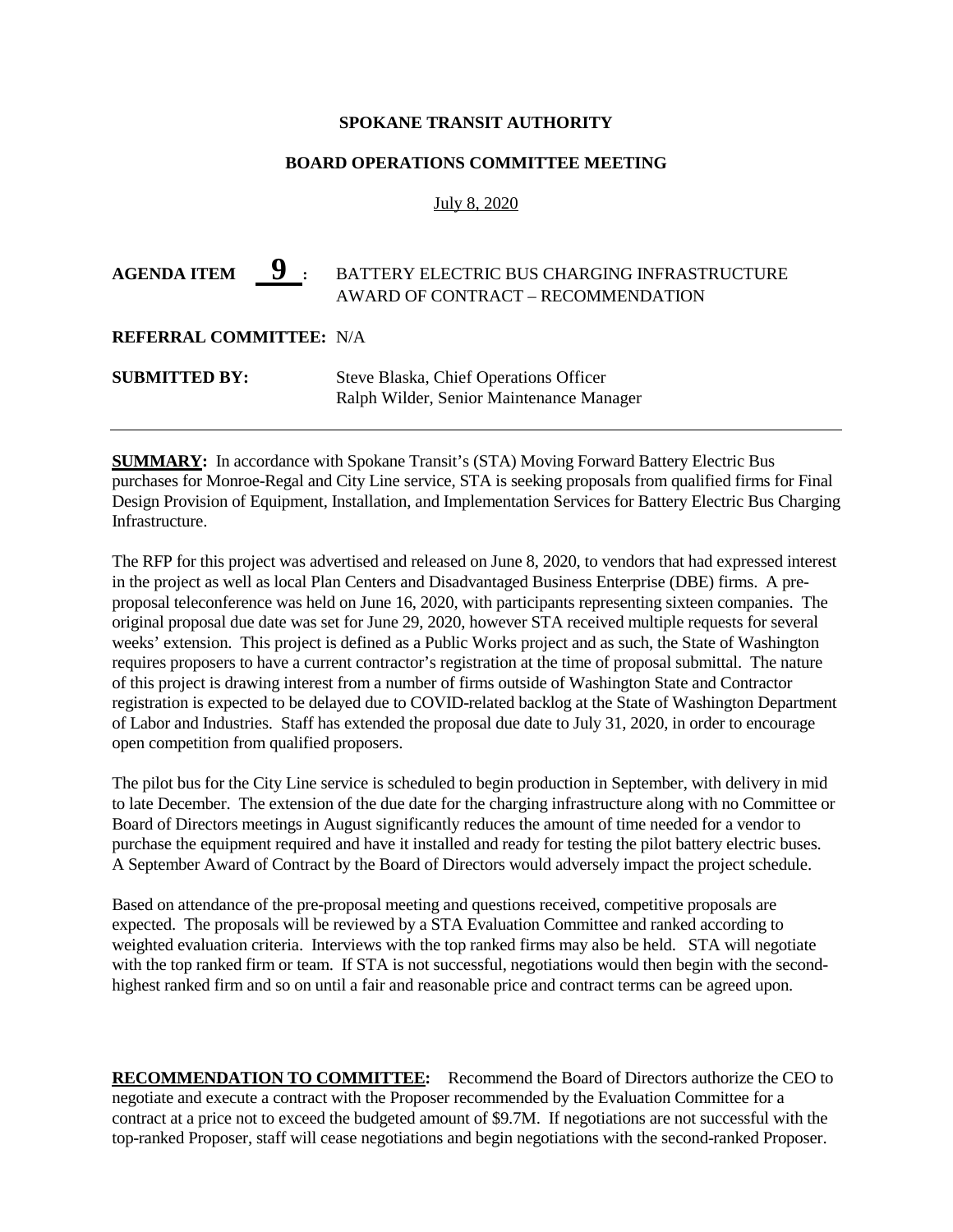**SPOKANE TRANSIT AUTHORITY**

**BOARD OPERATIONS COMMITTEE MEETING**

July 8, 2020

**AGENDA ITEM 9 :** BATTERY ELECTRIC BUS CHARGING INFRASTRUCTURE AWARD OF CONTRACT – RECOMMENDATION

**REFERRAL COMMITTEE:** N/A

**SUBMITTED BY:** Steve Blaska, Chief Operations Officer
Ralph Wilder, Senior Maintenance Manager

---

**SUMMARY:** In accordance with Spokane Transit's (STA) Moving Forward Battery Electric Bus purchases for Monroe-Regal and City Line service, STA is seeking proposals from qualified firms for Final Design Provision of Equipment, Installation, and Implementation Services for Battery Electric Bus Charging Infrastructure.

The RFP for this project was advertised and released on June 8, 2020, to vendors that had expressed interest in the project as well as local Plan Centers and Disadvantaged Business Enterprise (DBE) firms. A pre-proposal teleconference was held on June 16, 2020, with participants representing sixteen companies. The original proposal due date was set for June 29, 2020, however STA received multiple requests for several weeks' extension. This project is defined as a Public Works project and as such, the State of Washington requires proposers to have a current contractor's registration at the time of proposal submittal. The nature of this project is drawing interest from a number of firms outside of Washington State and Contractor registration is expected to be delayed due to COVID-related backlog at the State of Washington Department of Labor and Industries. Staff has extended the proposal due date to July 31, 2020, in order to encourage open competition from qualified proposers.

The pilot bus for the City Line service is scheduled to begin production in September, with delivery in mid to late December. The extension of the due date for the charging infrastructure along with no Committee or Board of Directors meetings in August significantly reduces the amount of time needed for a vendor to purchase the equipment required and have it installed and ready for testing the pilot battery electric buses. A September Award of Contract by the Board of Directors would adversely impact the project schedule.

Based on attendance of the pre-proposal meeting and questions received, competitive proposals are expected. The proposals will be reviewed by a STA Evaluation Committee and ranked according to weighted evaluation criteria. Interviews with the top ranked firms may also be held. STA will negotiate with the top ranked firm or team. If STA is not successful, negotiations would then begin with the second-highest ranked firm and so on until a fair and reasonable price and contract terms can be agreed upon.

**RECOMMENDATION TO COMMITTEE:** Recommend the Board of Directors authorize the CEO to negotiate and execute a contract with the Proposer recommended by the Evaluation Committee for a contract at a price not to exceed the budgeted amount of $9.7M. If negotiations are not successful with the top-ranked Proposer, staff will cease negotiations and begin negotiations with the second-ranked Proposer.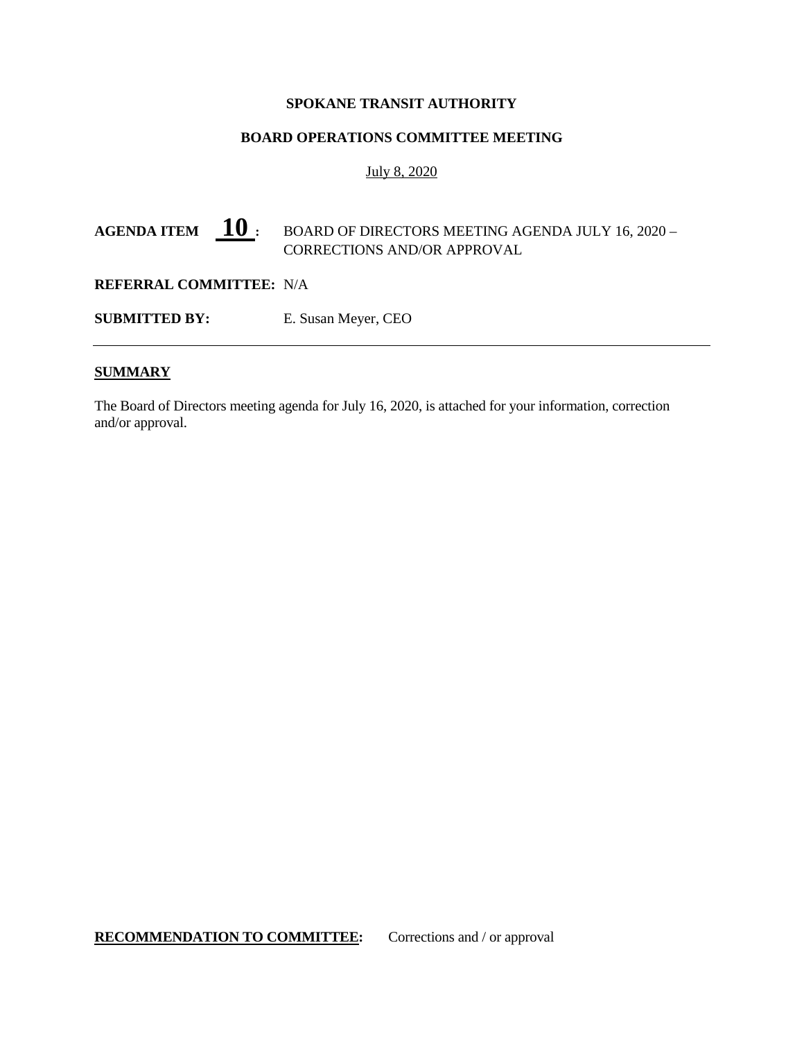**SPOKANE TRANSIT AUTHORITY**

**BOARD OPERATIONS COMMITTEE MEETING**

July 8, 2020

**AGENDA ITEM 10 :** BOARD OF DIRECTORS MEETING AGENDA JULY 16, 2020 – CORRECTIONS AND/OR APPROVAL

**REFERRAL COMMITTEE:** N/A

**SUBMITTED BY:** E. Susan Meyer, CEO

---

**SUMMARY**

The Board of Directors meeting agenda for July 16, 2020, is attached for your information, correction and/or approval.

**RECOMMENDATION TO COMMITTEE:** Corrections and / or approval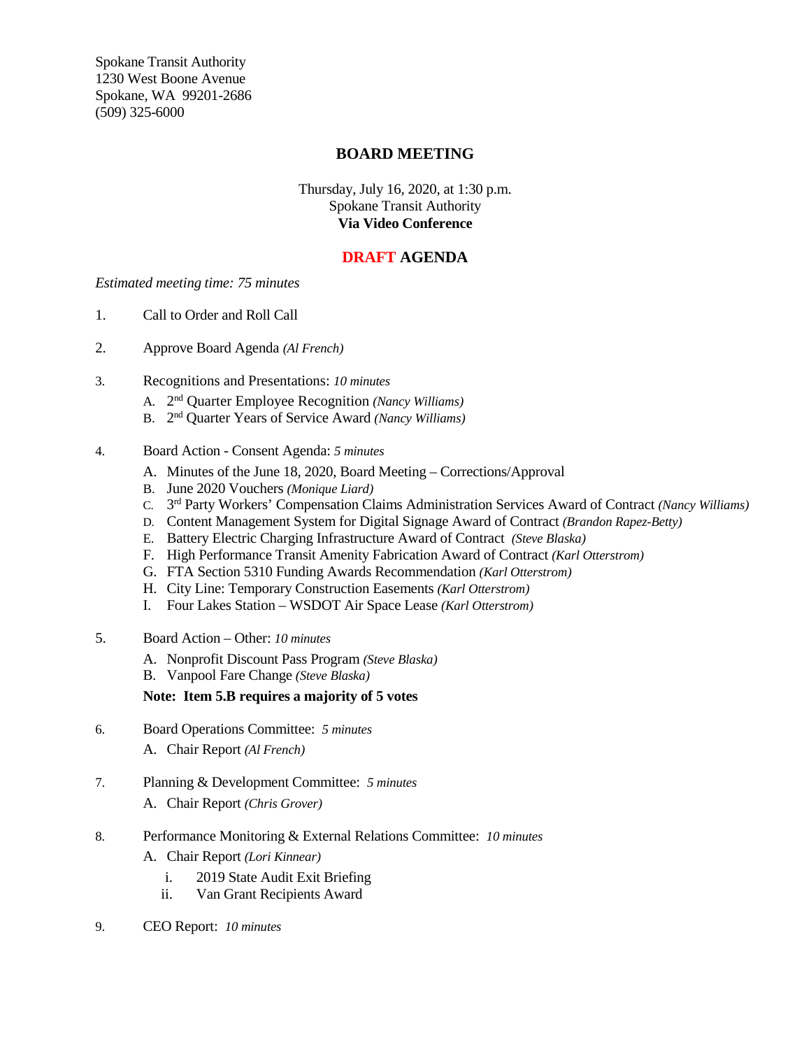Spokane Transit Authority
1230 West Boone Avenue
Spokane, WA 99201-2686
(509) 325-6000

## BOARD MEETING

Thursday, July 16, 2020, at 1:30 p.m.
Spokane Transit Authority
**Via Video Conference**

## DRAFT AGENDA

*Estimated meeting time: 75 minutes*

1. Call to Order and Roll Call

2. Approve Board Agenda *(Al French)*

3. Recognitions and Presentations: *10 minutes*
   - A. 2nd Quarter Employee Recognition *(Nancy Williams)*
   - B. 2nd Quarter Years of Service Award *(Nancy Williams)*

4. Board Action - Consent Agenda: *5 minutes*
   - A. Minutes of the June 18, 2020, Board Meeting – Corrections/Approval
   - B. June 2020 Vouchers *(Monique Liard)*
   - C. 3rd Party Workers' Compensation Claims Administration Services Award of Contract *(Nancy Williams)*
   - D. Content Management System for Digital Signage Award of Contract *(Brandon Rapez-Betty)*
   - E. Battery Electric Charging Infrastructure Award of Contract *(Steve Blaska)*
   - F. High Performance Transit Amenity Fabrication Award of Contract *(Karl Otterstrom)*
   - G. FTA Section 5310 Funding Awards Recommendation *(Karl Otterstrom)*
   - H. City Line: Temporary Construction Easements *(Karl Otterstrom)*
   - I. Four Lakes Station – WSDOT Air Space Lease *(Karl Otterstrom)*

5. Board Action – Other: *10 minutes*
   - A. Nonprofit Discount Pass Program *(Steve Blaska)*
   - B. Vanpool Fare Change *(Steve Blaska)*

   **Note: Item 5.B requires a majority of 5 votes**

6. Board Operations Committee: *5 minutes*
   - A. Chair Report *(Al French)*

7. Planning & Development Committee: *5 minutes*
   - A. Chair Report *(Chris Grover)*

8. Performance Monitoring & External Relations Committee: *10 minutes*
   - A. Chair Report *(Lori Kinnear)*
     - i. 2019 State Audit Exit Briefing
     - ii. Van Grant Recipients Award

9. CEO Report: *10 minutes*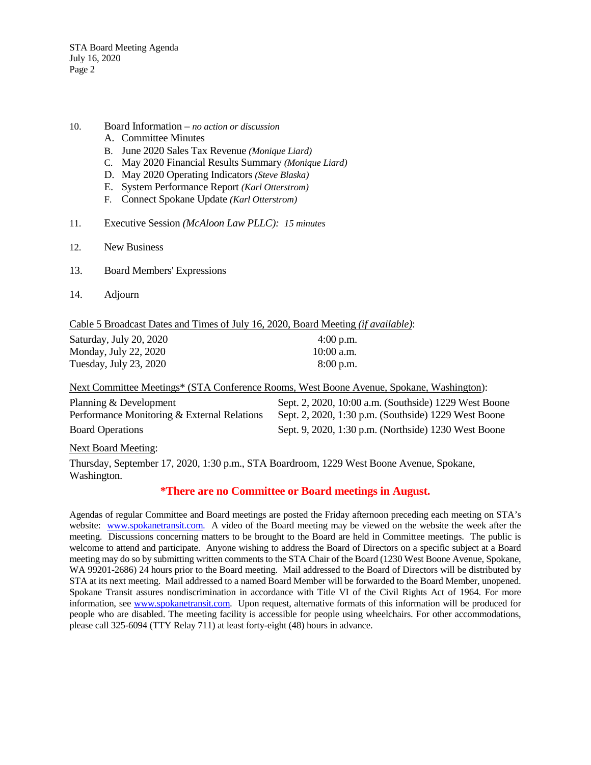10. Board Information – *no action or discussion*
    - A. Committee Minutes
    - B. June 2020 Sales Tax Revenue *(Monique Liard)*
    - C. May 2020 Financial Results Summary *(Monique Liard)*
    - D. May 2020 Operating Indicators *(Steve Blaska)*
    - E. System Performance Report *(Karl Otterstrom)*
    - F. Connect Spokane Update *(Karl Otterstrom)*

11. Executive Session *(McAloon Law PLLC): 15 minutes*

12. New Business

13. Board Members' Expressions

14. Adjourn

Cable 5 Broadcast Dates and Times of July 16, 2020, Board Meeting *(if available)*:

| | |
|---|---|
| Saturday, July 20, 2020 | 4:00 p.m. |
| Monday, July 22, 2020 | 10:00 a.m. |
| Tuesday, July 23, 2020 | 8:00 p.m. |

Next Committee Meetings* (STA Conference Rooms, West Boone Avenue, Spokane, Washington):

| | |
|---|---|
| Planning & Development | Sept. 2, 2020, 10:00 a.m. (Southside) 1229 West Boone |
| Performance Monitoring & External Relations | Sept. 2, 2020, 1:30 p.m. (Southside) 1229 West Boone |
| Board Operations | Sept. 9, 2020, 1:30 p.m. (Northside) 1230 West Boone |

Next Board Meeting:

Thursday, September 17, 2020, 1:30 p.m., STA Boardroom, 1229 West Boone Avenue, Spokane, Washington.

**\*There are no Committee or Board meetings in August.**

Agendas of regular Committee and Board meetings are posted the Friday afternoon preceding each meeting on STA's website: www.spokanetransit.com. A video of the Board meeting may be viewed on the website the week after the meeting. Discussions concerning matters to be brought to the Board are held in Committee meetings. The public is welcome to attend and participate. Anyone wishing to address the Board of Directors on a specific subject at a Board meeting may do so by submitting written comments to the STA Chair of the Board (1230 West Boone Avenue, Spokane, WA 99201-2686) 24 hours prior to the Board meeting. Mail addressed to the Board of Directors will be distributed by STA at its next meeting. Mail addressed to a named Board Member will be forwarded to the Board Member, unopened. Spokane Transit assures nondiscrimination in accordance with Title VI of the Civil Rights Act of 1964. For more information, see www.spokanetransit.com. Upon request, alternative formats of this information will be produced for people who are disabled. The meeting facility is accessible for people using wheelchairs. For other accommodations, please call 325-6094 (TTY Relay 711) at least forty-eight (48) hours in advance.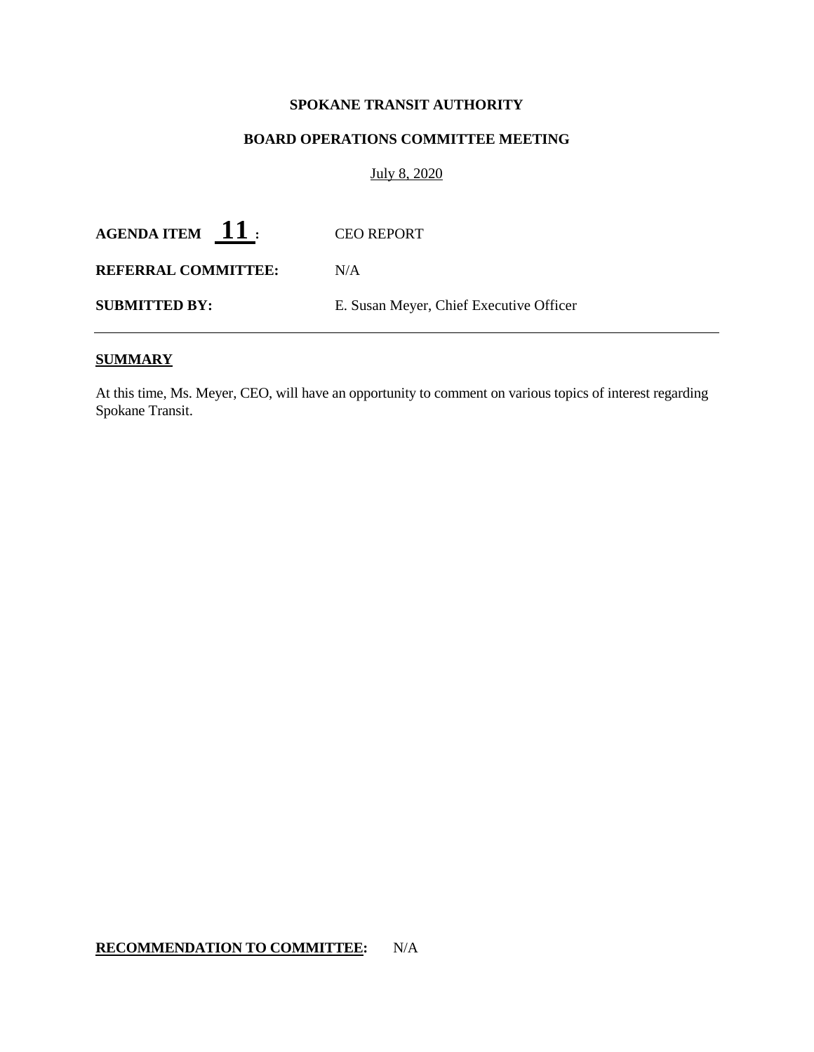**SPOKANE TRANSIT AUTHORITY**

**BOARD OPERATIONS COMMITTEE MEETING**

July 8, 2020

**AGENDA ITEM 11 :** CEO REPORT

**REFERRAL COMMITTEE:** N/A

**SUBMITTED BY:** E. Susan Meyer, Chief Executive Officer

---

**SUMMARY**

At this time, Ms. Meyer, CEO, will have an opportunity to comment on various topics of interest regarding Spokane Transit.

**RECOMMENDATION TO COMMITTEE:** N/A